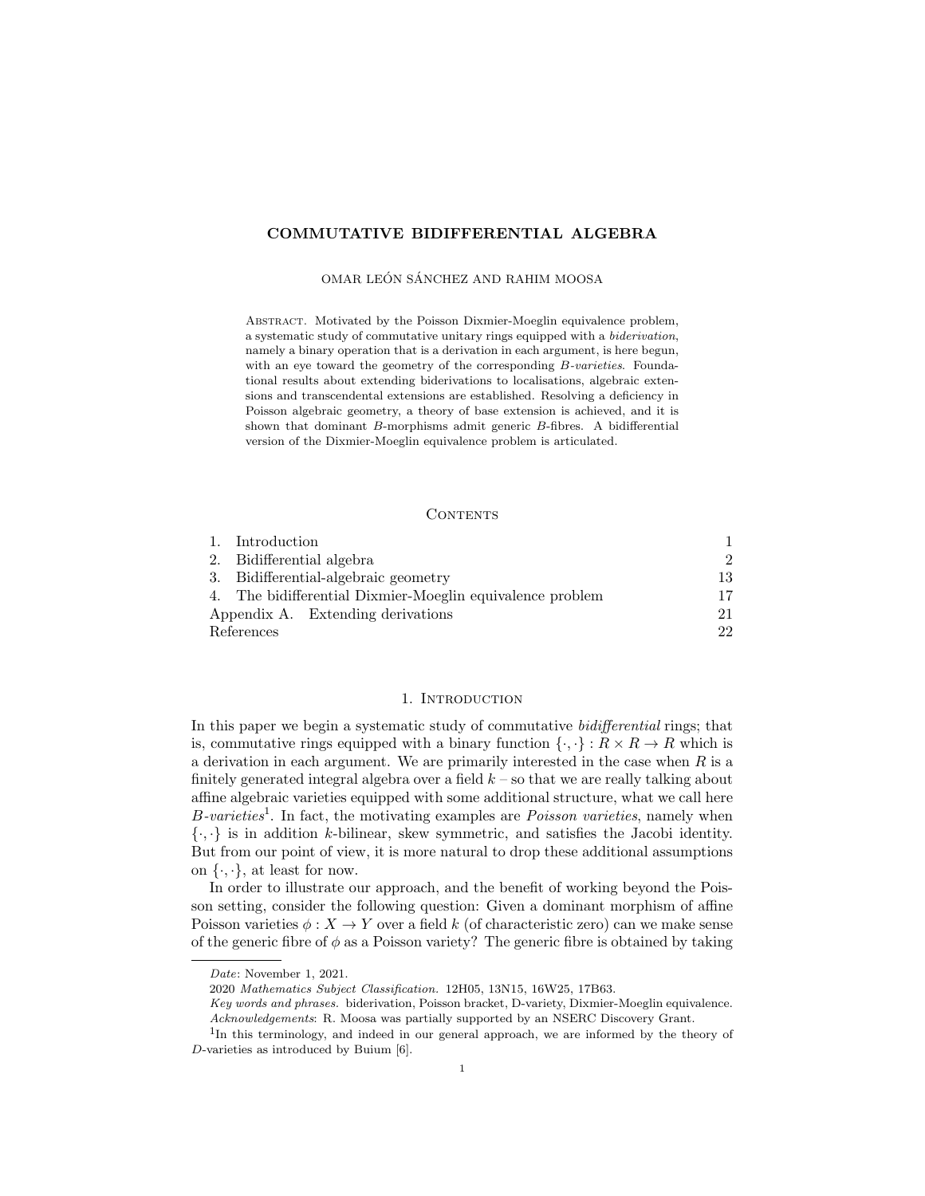# COMMUTATIVE BIDIFFERENTIAL ALGEBRA

OMAR LEÓN SÁNCHEZ AND RAHIM MOOSA

Abstract. Motivated by the Poisson Dixmier-Moeglin equivalence problem, a systematic study of commutative unitary rings equipped with a *biderivation*, namely a binary operation that is a derivation in each argument, is here begun, with an eye toward the geometry of the corresponding *B-varieties*. Foundational results about extending biderivations to localisations, algebraic extensions and transcendental extensions are established. Resolving a deficiency in Poisson algebraic geometry, a theory of base extension is achieved, and it is shown that dominant *B*-morphisms admit generic *B*-fibres. A bidifferential version of the Dixmier-Moeglin equivalence problem is articulated.

## Contents

| | |
|---|---|
| 1. Introduction | 1 |
| 2. Bidifferential algebra | 2 |
| 3. Bidifferential-algebraic geometry | 13 |
| 4. The bidifferential Dixmier-Moeglin equivalence problem | 17 |
| Appendix A. Extending derivations | 21 |
| References | 22 |

## 1. Introduction

In this paper we begin a systematic study of commutative *bidifferential* rings; that is, commutative rings equipped with a binary function $\{\cdot,\cdot\} : R \times R \to R$ which is a derivation in each argument. We are primarily interested in the case when $R$ is a finitely generated integral algebra over a field $k$ – so that we are really talking about affine algebraic varieties equipped with some additional structure, what we call here *B-varieties*[1]. In fact, the motivating examples are *Poisson varieties*, namely when $\{\cdot,\cdot\}$ is in addition $k$-bilinear, skew symmetric, and satisfies the Jacobi identity. But from our point of view, it is more natural to drop these additional assumptions on $\{\cdot,\cdot\}$, at least for now.

In order to illustrate our approach, and the benefit of working beyond the Poisson setting, consider the following question: Given a dominant morphism of affine Poisson varieties $\phi : X \to Y$ over a field $k$ (of characteristic zero) can we make sense of the generic fibre of $\phi$ as a Poisson variety? The generic fibre is obtained by taking

---

*Date*: November 1, 2021.

2020 *Mathematics Subject Classification.* 12H05, 13N15, 16W25, 17B63.

*Key words and phrases.* biderivation, Poisson bracket, D-variety, Dixmier-Moeglin equivalence.

*Acknowledgements*: R. Moosa was partially supported by an NSERC Discovery Grant.

[1] In this terminology, and indeed in our general approach, we are informed by the theory of D-varieties as introduced by Buium [6].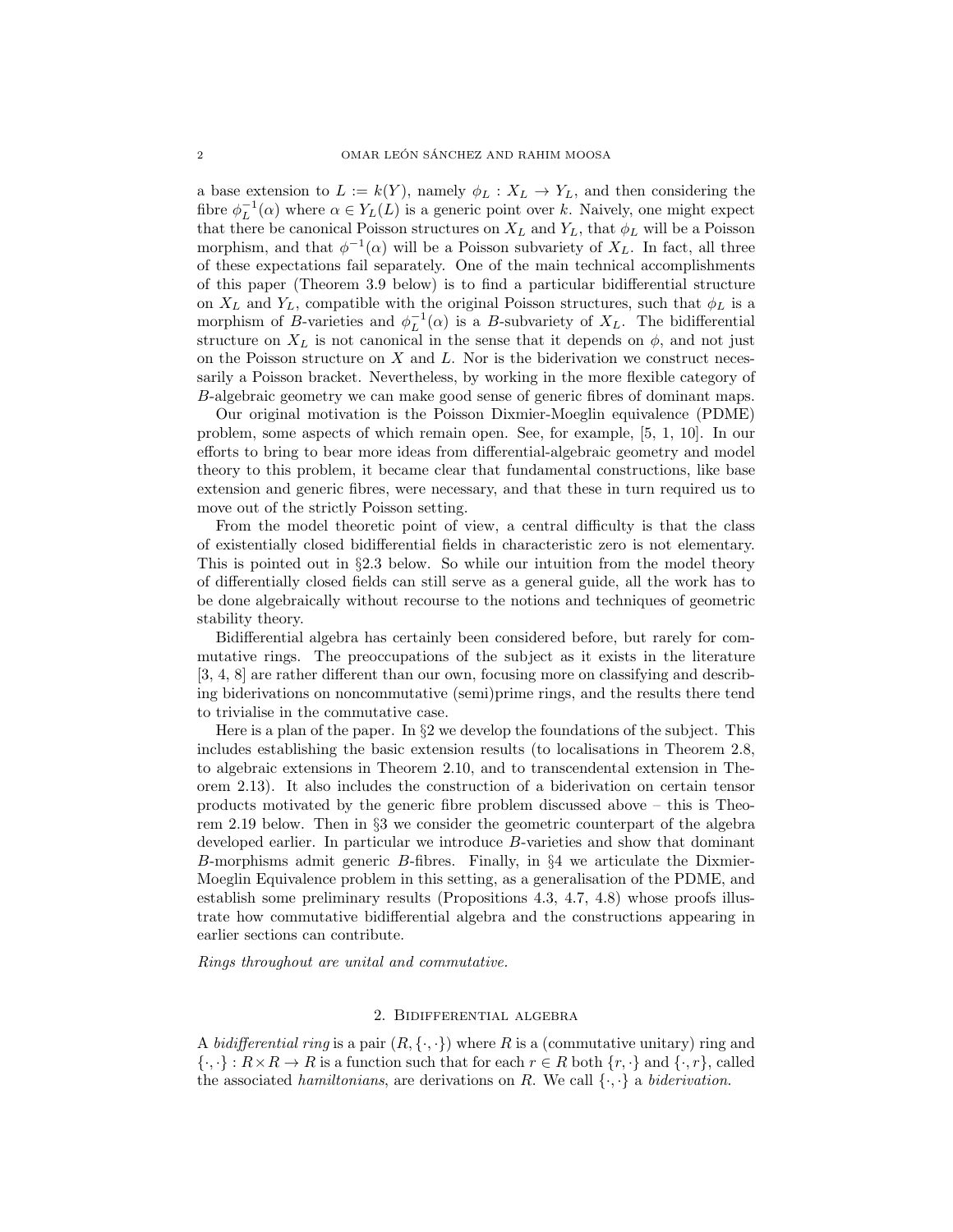a base extension to $L := k(Y)$, namely $\phi_L : X_L \to Y_L$, and then considering the fibre $\phi_L^{-1}(\alpha)$ where $\alpha \in Y_L(L)$ is a generic point over $k$. Naively, one might expect that there be canonical Poisson structures on $X_L$ and $Y_L$, that $\phi_L$ will be a Poisson morphism, and that $\phi^{-1}(\alpha)$ will be a Poisson subvariety of $X_L$. In fact, all three of these expectations fail separately. One of the main technical accomplishments of this paper (Theorem 3.9 below) is to find a particular bidifferential structure on $X_L$ and $Y_L$, compatible with the original Poisson structures, such that $\phi_L$ is a morphism of $B$-varieties and $\phi_L^{-1}(\alpha)$ is a $B$-subvariety of $X_L$. The bidifferential structure on $X_L$ is not canonical in the sense that it depends on $\phi$, and not just on the Poisson structure on $X$ and $L$. Nor is the biderivation we construct necessarily a Poisson bracket. Nevertheless, by working in the more flexible category of $B$-algebraic geometry we can make good sense of generic fibres of dominant maps.

Our original motivation is the Poisson Dixmier-Moeglin equivalence (PDME) problem, some aspects of which remain open. See, for example, [5, 1, 10]. In our efforts to bring to bear more ideas from differential-algebraic geometry and model theory to this problem, it became clear that fundamental constructions, like base extension and generic fibres, were necessary, and that these in turn required us to move out of the strictly Poisson setting.

From the model theoretic point of view, a central difficulty is that the class of existentially closed bidifferential fields in characteristic zero is not elementary. This is pointed out in §2.3 below. So while our intuition from the model theory of differentially closed fields can still serve as a general guide, all the work has to be done algebraically without recourse to the notions and techniques of geometric stability theory.

Bidifferential algebra has certainly been considered before, but rarely for commutative rings. The preoccupations of the subject as it exists in the literature [3, 4, 8] are rather different than our own, focusing more on classifying and describing biderivations on noncommutative (semi)prime rings, and the results there tend to trivialise in the commutative case.

Here is a plan of the paper. In §2 we develop the foundations of the subject. This includes establishing the basic extension results (to localisations in Theorem 2.8, to algebraic extensions in Theorem 2.10, and to transcendental extension in Theorem 2.13). It also includes the construction of a biderivation on certain tensor products motivated by the generic fibre problem discussed above – this is Theorem 2.19 below. Then in §3 we consider the geometric counterpart of the algebra developed earlier. In particular we introduce $B$-varieties and show that dominant $B$-morphisms admit generic $B$-fibres. Finally, in §4 we articulate the Dixmier-Moeglin Equivalence problem in this setting, as a generalisation of the PDME, and establish some preliminary results (Propositions 4.3, 4.7, 4.8) whose proofs illustrate how commutative bidifferential algebra and the constructions appearing in earlier sections can contribute.

*Rings throughout are unital and commutative.*

## 2. Bidifferential algebra

A *bidifferential ring* is a pair $(R, \{\cdot,\cdot\})$ where $R$ is a (commutative unitary) ring and $\{\cdot,\cdot\} : R \times R \to R$ is a function such that for each $r \in R$ both $\{r,\cdot\}$ and $\{\cdot, r\}$, called the associated *hamiltonians*, are derivations on $R$. We call $\{\cdot,\cdot\}$ a *biderivation*.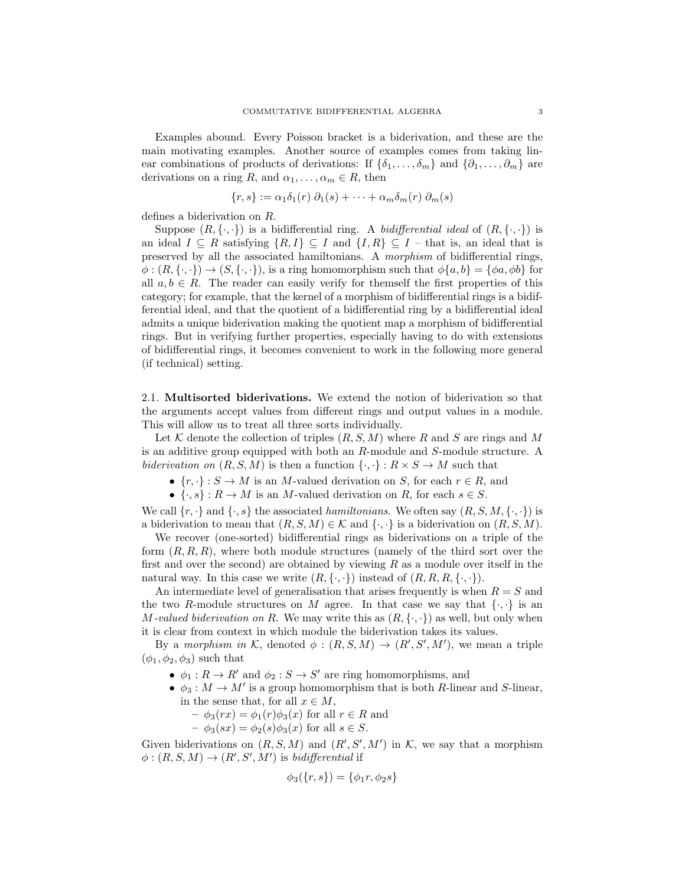Examples abound. Every Poisson bracket is a biderivation, and these are the main motivating examples. Another source of examples comes from taking linear combinations of products of derivations: If $\{\delta_1, \ldots, \delta_m\}$ and $\{\partial_1, \ldots, \partial_m\}$ are derivations on a ring $R$, and $\alpha_1, \ldots, \alpha_m \in R$, then

$$\{r, s\} := \alpha_1 \delta_1(r)\, \partial_1(s) + \cdots + \alpha_m \delta_m(r)\, \partial_m(s)$$

defines a biderivation on $R$.

Suppose $(R, \{\cdot, \cdot\})$ is a bidifferential ring. A *bidifferential ideal* of $(R, \{\cdot, \cdot\})$ is an ideal $I \subseteq R$ satisfying $\{R, I\} \subseteq I$ and $\{I, R\} \subseteq I$ – that is, an ideal that is preserved by all the associated hamiltonians. A *morphism* of bidifferential rings, $\phi : (R, \{\cdot, \cdot\}) \to (S, \{\cdot, \cdot\})$, is a ring homomorphism such that $\phi\{a, b\} = \{\phi a, \phi b\}$ for all $a, b \in R$. The reader can easily verify for themself the first properties of this category; for example, that the kernel of a morphism of bidifferential rings is a bidifferential ideal, and that the quotient of a bidifferential ring by a bidifferential ideal admits a unique biderivation making the quotient map a morphism of bidifferential rings. But in verifying further properties, especially having to do with extensions of bidifferential rings, it becomes convenient to work in the following more general (if technical) setting.

### 2.1. Multisorted biderivations.

We extend the notion of biderivation so that the arguments accept values from different rings and output values in a module. This will allow us to treat all three sorts individually.

Let $\mathcal{K}$ denote the collection of triples $(R, S, M)$ where $R$ and $S$ are rings and $M$ is an additive group equipped with both an $R$-module and $S$-module structure. A *biderivation on* $(R, S, M)$ is then a function $\{\cdot, \cdot\} : R \times S \to M$ such that

- $\{r, \cdot\} : S \to M$ is an $M$-valued derivation on $S$, for each $r \in R$, and
- $\{\cdot, s\} : R \to M$ is an $M$-valued derivation on $R$, for each $s \in S$.

We call $\{r, \cdot\}$ and $\{\cdot, s\}$ the associated *hamiltonians*. We often say $(R, S, M, \{\cdot, \cdot\})$ is a biderivation to mean that $(R, S, M) \in \mathcal{K}$ and $\{\cdot, \cdot\}$ is a biderivation on $(R, S, M)$.

We recover (one-sorted) bidifferential rings as biderivations on a triple of the form $(R, R, R)$, where both module structures (namely of the third sort over the first and over the second) are obtained by viewing $R$ as a module over itself in the natural way. In this case we write $(R, \{\cdot, \cdot\})$ instead of $(R, R, R, \{\cdot, \cdot\})$.

An intermediate level of generalisation that arises frequently is when $R = S$ and the two $R$-module structures on $M$ agree. In that case we say that $\{\cdot, \cdot\}$ is an *$M$-valued biderivation on* $R$. We may write this as $(R, \{\cdot, \cdot\})$ as well, but only when it is clear from context in which module the biderivation takes its values.

By a *morphism in* $\mathcal{K}$, denoted $\phi : (R, S, M) \to (R', S', M')$, we mean a triple $(\phi_1, \phi_2, \phi_3)$ such that

- $\phi_1 : R \to R'$ and $\phi_2 : S \to S'$ are ring homomorphisms, and
- $\phi_3 : M \to M'$ is a group homomorphism that is both $R$-linear and $S$-linear, in the sense that, for all $x \in M$,
  - $\phi_3(rx) = \phi_1(r)\phi_3(x)$ for all $r \in R$ and
  - $\phi_3(sx) = \phi_2(s)\phi_3(x)$ for all $s \in S$.

Given biderivations on $(R, S, M)$ and $(R', S', M')$ in $\mathcal{K}$, we say that a morphism $\phi : (R, S, M) \to (R', S', M')$ is *bidifferential* if

$$\phi_3(\{r, s\}) = \{\phi_1 r, \phi_2 s\}$$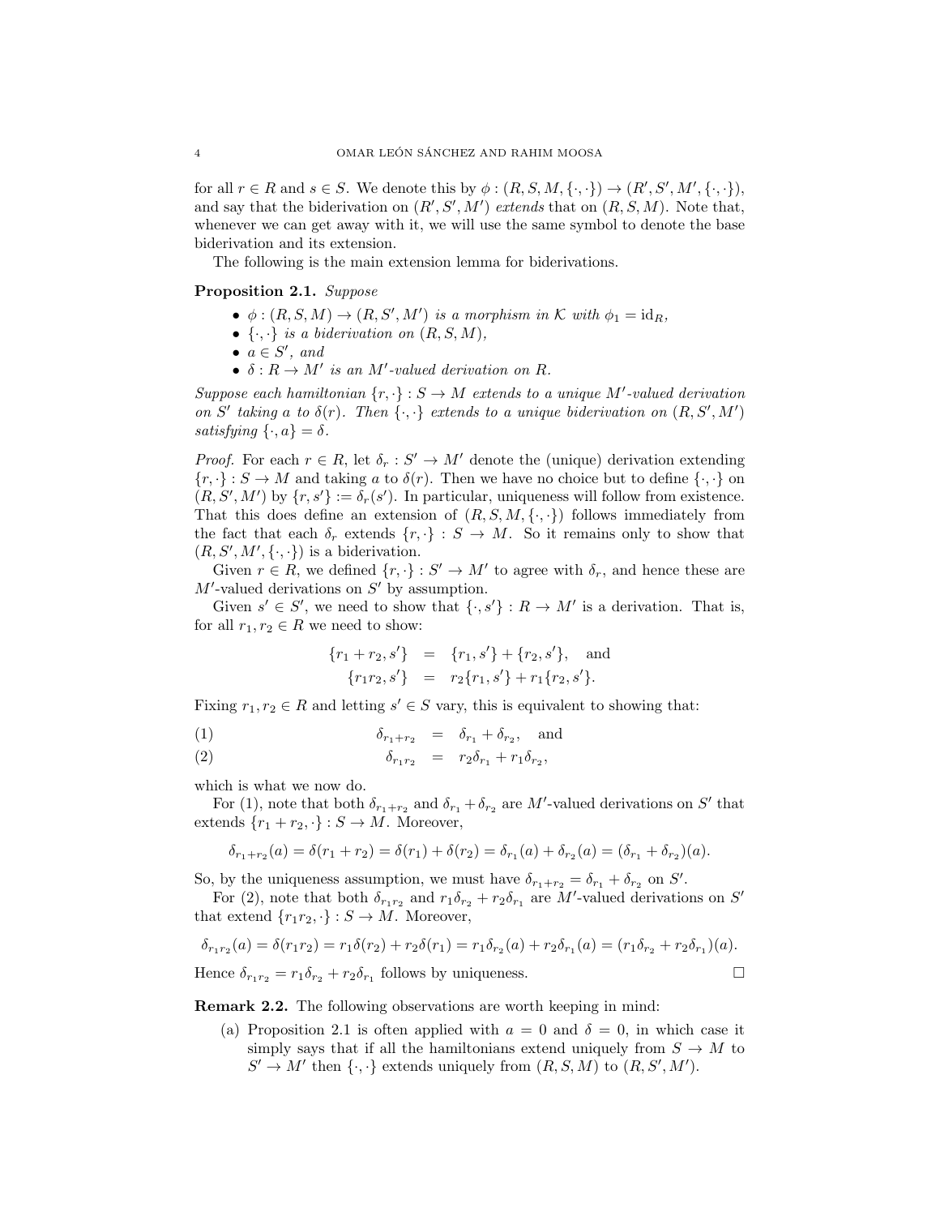for all $r \in R$ and $s \in S$. We denote this by $\phi : (R, S, M, \{\cdot,\cdot\}) \to (R', S', M', \{\cdot,\cdot\})$, and say that the biderivation on $(R', S', M')$ *extends* that on $(R, S, M)$. Note that, whenever we can get away with it, we will use the same symbol to denote the base biderivation and its extension.

The following is the main extension lemma for biderivations.

**Proposition 2.1.** *Suppose*

- $\phi : (R, S, M) \to (R, S', M')$ *is a morphism in* $\mathcal{K}$ *with* $\phi_1 = \mathrm{id}_R$,
- $\{\cdot,\cdot\}$ *is a biderivation on* $(R, S, M)$,
- $a \in S'$, *and*
- $\delta : R \to M'$ *is an* $M'$*-valued derivation on* $R$.

*Suppose each hamiltonian* $\{r, \cdot\} : S \to M$ *extends to a unique* $M'$*-valued derivation on* $S'$ *taking* $a$ *to* $\delta(r)$*. Then* $\{\cdot,\cdot\}$ *extends to a unique biderivation on* $(R, S', M')$ *satisfying* $\{\cdot, a\} = \delta$.

*Proof.* For each $r \in R$, let $\delta_r : S' \to M'$ denote the (unique) derivation extending $\{r, \cdot\} : S \to M$ and taking $a$ to $\delta(r)$. Then we have no choice but to define $\{\cdot,\cdot\}$ on $(R, S', M')$ by $\{r, s'\} := \delta_r(s')$. In particular, uniqueness will follow from existence. That this does define an extension of $(R, S, M, \{\cdot,\cdot\})$ follows immediately from the fact that each $\delta_r$ extends $\{r, \cdot\} : S \to M$. So it remains only to show that $(R, S', M', \{\cdot,\cdot\})$ is a biderivation.

Given $r \in R$, we defined $\{r, \cdot\} : S' \to M'$ to agree with $\delta_r$, and hence these are $M'$-valued derivations on $S'$ by assumption.

Given $s' \in S'$, we need to show that $\{\cdot, s'\} : R \to M'$ is a derivation. That is, for all $r_1, r_2 \in R$ we need to show:

$$\begin{aligned} \{r_1 + r_2, s'\} &= \{r_1, s'\} + \{r_2, s'\}, \quad \text{and} \\ \{r_1 r_2, s'\} &= r_2\{r_1, s'\} + r_1\{r_2, s'\}. \end{aligned}$$

Fixing $r_1, r_2 \in R$ and letting $s' \in S$ vary, this is equivalent to showing that:

$$\delta_{r_1+r_2} = \delta_{r_1} + \delta_{r_2}, \quad \text{and} \tag{1}$$

$$\delta_{r_1 r_2} = r_2\delta_{r_1} + r_1\delta_{r_2}, \tag{2}$$

which is what we now do.

For (1), note that both $\delta_{r_1+r_2}$ and $\delta_{r_1} + \delta_{r_2}$ are $M'$-valued derivations on $S'$ that extends $\{r_1 + r_2, \cdot\} : S \to M$. Moreover,

$$\delta_{r_1+r_2}(a) = \delta(r_1 + r_2) = \delta(r_1) + \delta(r_2) = \delta_{r_1}(a) + \delta_{r_2}(a) = (\delta_{r_1} + \delta_{r_2})(a).$$

So, by the uniqueness assumption, we must have $\delta_{r_1+r_2} = \delta_{r_1} + \delta_{r_2}$ on $S'$.

For (2), note that both $\delta_{r_1 r_2}$ and $r_1\delta_{r_2} + r_2\delta_{r_1}$ are $M'$-valued derivations on $S'$ that extend $\{r_1 r_2, \cdot\} : S \to M$. Moreover,

$$\delta_{r_1 r_2}(a) = \delta(r_1 r_2) = r_1\delta(r_2) + r_2\delta(r_1) = r_1\delta_{r_2}(a) + r_2\delta_{r_1}(a) = (r_1\delta_{r_2} + r_2\delta_{r_1})(a).$$

Hence $\delta_{r_1 r_2} = r_1\delta_{r_2} + r_2\delta_{r_1}$ follows by uniqueness. □

**Remark 2.2.** The following observations are worth keeping in mind:

(a) Proposition 2.1 is often applied with $a = 0$ and $\delta = 0$, in which case it simply says that if all the hamiltonians extend uniquely from $S \to M$ to $S' \to M'$ then $\{\cdot,\cdot\}$ extends uniquely from $(R, S, M)$ to $(R, S', M')$.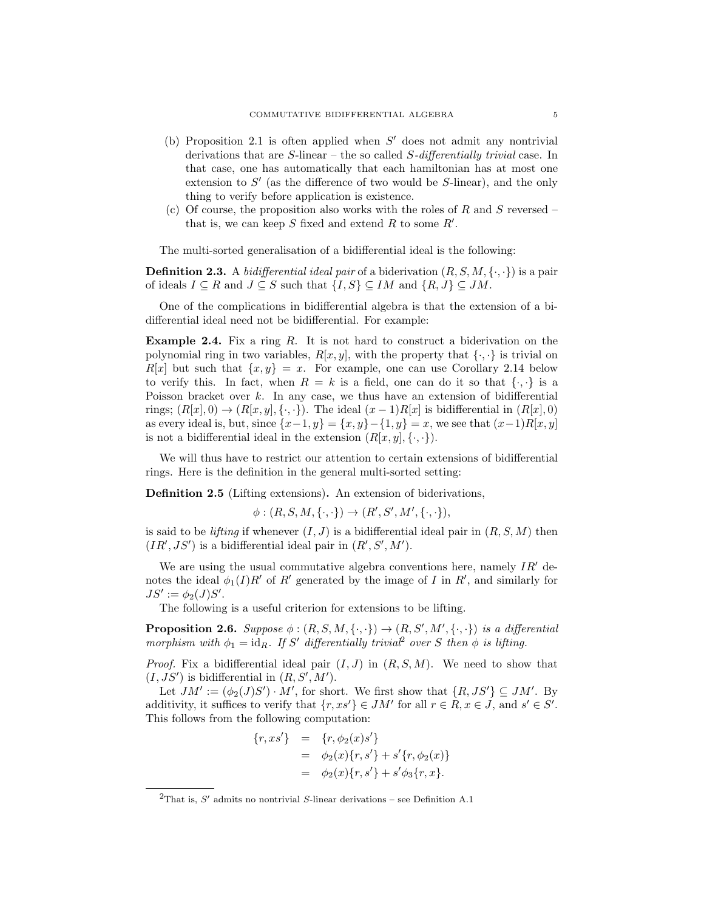(b) Proposition 2.1 is often applied when $S'$ does not admit any nontrivial derivations that are $S$-linear – the so called *$S$-differentially trivial* case. In that case, one has automatically that each hamiltonian has at most one extension to $S'$ (as the difference of two would be $S$-linear), and the only thing to verify before application is existence.

(c) Of course, the proposition also works with the roles of $R$ and $S$ reversed – that is, we can keep $S$ fixed and extend $R$ to some $R'$.

The multi-sorted generalisation of a bidifferential ideal is the following:

**Definition 2.3.** A *bidifferential ideal pair* of a biderivation $(R, S, M, \{\cdot,\cdot\})$ is a pair of ideals $I \subseteq R$ and $J \subseteq S$ such that $\{I, S\} \subseteq IM$ and $\{R, J\} \subseteq JM$.

One of the complications in bidifferential algebra is that the extension of a bidifferential ideal need not be bidifferential. For example:

**Example 2.4.** Fix a ring $R$. It is not hard to construct a biderivation on the polynomial ring in two variables, $R[x, y]$, with the property that $\{\cdot,\cdot\}$ is trivial on $R[x]$ but such that $\{x, y\} = x$. For example, one can use Corollary 2.14 below to verify this. In fact, when $R = k$ is a field, one can do it so that $\{\cdot,\cdot\}$ is a Poisson bracket over $k$. In any case, we thus have an extension of bidifferential rings; $(R[x], 0) \to (R[x, y], \{\cdot,\cdot\})$. The ideal $(x-1)R[x]$ is bidifferential in $(R[x], 0)$ as every ideal is, but, since $\{x-1, y\} = \{x, y\} - \{1, y\} = x$, we see that $(x-1)R[x, y]$ is not a bidifferential ideal in the extension $(R[x, y], \{\cdot,\cdot\})$.

We will thus have to restrict our attention to certain extensions of bidifferential rings. Here is the definition in the general multi-sorted setting:

**Definition 2.5** (Lifting extensions)**.** An extension of biderivations,

$$\phi : (R, S, M, \{\cdot,\cdot\}) \to (R', S', M', \{\cdot,\cdot\}),$$

is said to be *lifting* if whenever $(I, J)$ is a bidifferential ideal pair in $(R, S, M)$ then $(IR', JS')$ is a bidifferential ideal pair in $(R', S', M')$.

We are using the usual commutative algebra conventions here, namely $IR'$ denotes the ideal $\phi_1(I)R'$ of $R'$ generated by the image of $I$ in $R'$, and similarly for $JS' := \phi_2(J)S'$.

The following is a useful criterion for extensions to be lifting.

**Proposition 2.6.** *Suppose $\phi : (R, S, M, \{\cdot,\cdot\}) \to (R, S', M', \{\cdot,\cdot\})$ is a differential morphism with $\phi_1 = \mathrm{id}_R$. If $S'$ differentially trivial[2] over $S$ then $\phi$ is lifting.*

*Proof.* Fix a bidifferential ideal pair $(I, J)$ in $(R, S, M)$. We need to show that $(I, JS')$ is bidifferential in $(R, S', M')$.

Let $JM' := (\phi_2(J)S') \cdot M'$, for short. We first show that $\{R, JS'\} \subseteq JM'$. By additivity, it suffices to verify that $\{r, xs'\} \in JM'$ for all $r \in R, x \in J$, and $s' \in S'$. This follows from the following computation:

$$\begin{aligned} \{r, xs'\} &= \{r, \phi_2(x)s'\} \\ &= \phi_2(x)\{r, s'\} + s'\{r, \phi_2(x)\} \\ &= \phi_2(x)\{r, s'\} + s'\phi_3\{r, x\}. \end{aligned}$$

[2] That is, $S'$ admits no nontrivial $S$-linear derivations – see Definition A.1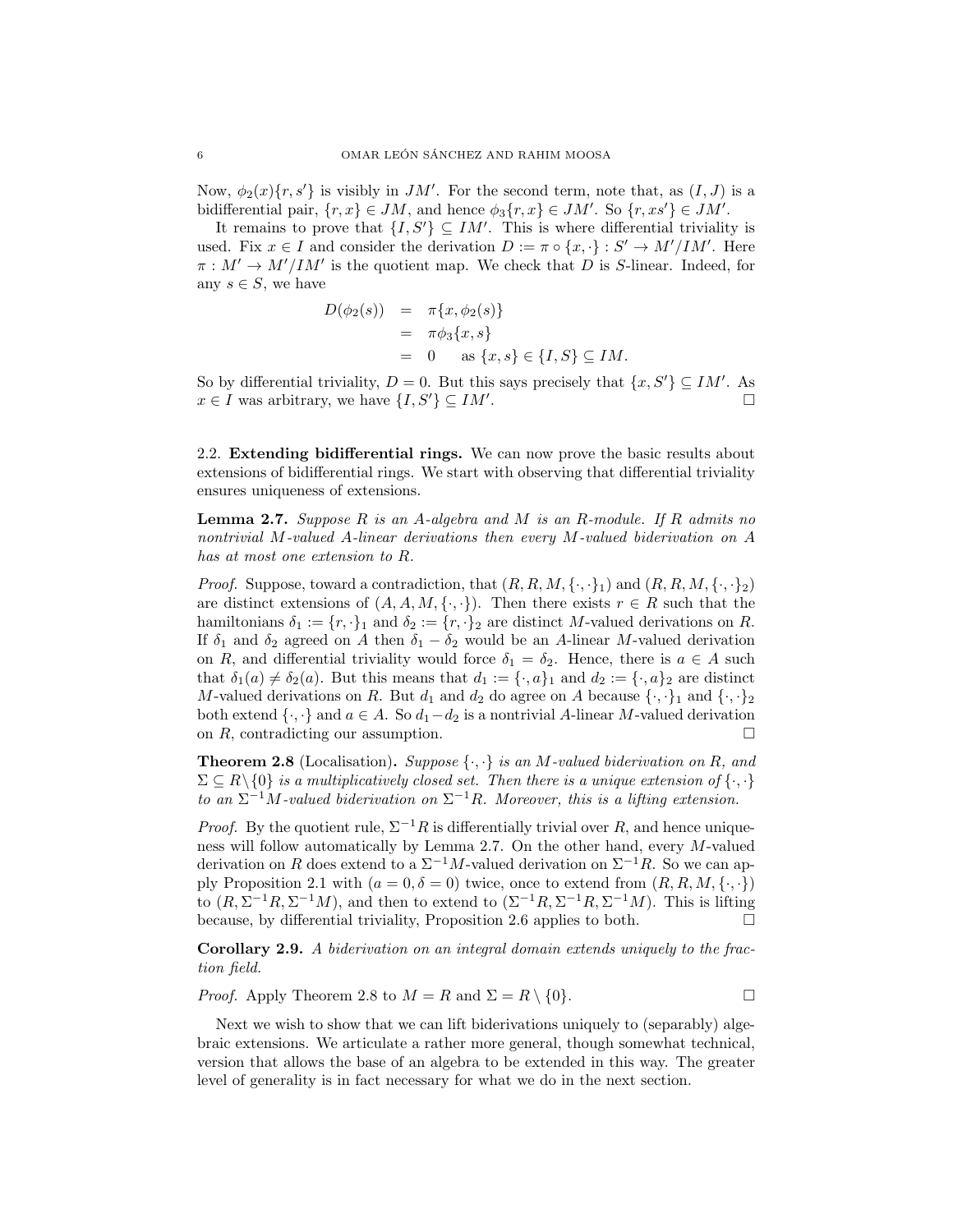Now, $\phi_2(x)\{r, s'\}$ is visibly in $JM'$. For the second term, note that, as $(I, J)$ is a bidifferential pair, $\{r, x\} \in JM$, and hence $\phi_3\{r, x\} \in JM'$. So $\{r, xs'\} \in JM'$.

It remains to prove that $\{I, S'\} \subseteq IM'$. This is where differential triviality is used. Fix $x \in I$ and consider the derivation $D := \pi \circ \{x, \cdot\} : S' \to M'/IM'$. Here $\pi : M' \to M'/IM'$ is the quotient map. We check that $D$ is $S$-linear. Indeed, for any $s \in S$, we have

$$\begin{aligned} D(\phi_2(s)) &= \pi\{x, \phi_2(s)\} \\ &= \pi\phi_3\{x, s\} \\ &= 0 \quad \text{ as } \{x, s\} \in \{I, S\} \subseteq IM. \end{aligned}$$

So by differential triviality, $D = 0$. But this says precisely that $\{x, S'\} \subseteq IM'$. As $x \in I$ was arbitrary, we have $\{I, S'\} \subseteq IM'$. □

## 2.2. Extending bidifferential rings.

We can now prove the basic results about extensions of bidifferential rings. We start with observing that differential triviality ensures uniqueness of extensions.

**Lemma 2.7.** *Suppose $R$ is an $A$-algebra and $M$ is an $R$-module. If $R$ admits no nontrivial $M$-valued $A$-linear derivations then every $M$-valued biderivation on $A$ has at most one extension to $R$.*

*Proof.* Suppose, toward a contradiction, that $(R, R, M, \{\cdot, \cdot\}_1)$ and $(R, R, M, \{\cdot, \cdot\}_2)$ are distinct extensions of $(A, A, M, \{\cdot, \cdot\})$. Then there exists $r \in R$ such that the hamiltonians $\delta_1 := \{r, \cdot\}_1$ and $\delta_2 := \{r, \cdot\}_2$ are distinct $M$-valued derivations on $R$. If $\delta_1$ and $\delta_2$ agreed on $A$ then $\delta_1 - \delta_2$ would be an $A$-linear $M$-valued derivation on $R$, and differential triviality would force $\delta_1 = \delta_2$. Hence, there is $a \in A$ such that $\delta_1(a) \neq \delta_2(a)$. But this means that $d_1 := \{\cdot, a\}_1$ and $d_2 := \{\cdot, a\}_2$ are distinct $M$-valued derivations on $R$. But $d_1$ and $d_2$ do agree on $A$ because $\{\cdot, \cdot\}_1$ and $\{\cdot, \cdot\}_2$ both extend $\{\cdot, \cdot\}$ and $a \in A$. So $d_1 - d_2$ is a nontrivial $A$-linear $M$-valued derivation on $R$, contradicting our assumption. □

**Theorem 2.8** (Localisation)**.** *Suppose $\{\cdot, \cdot\}$ is an $M$-valued biderivation on $R$, and $\Sigma \subseteq R \setminus \{0\}$ is a multiplicatively closed set. Then there is a unique extension of $\{\cdot, \cdot\}$ to an $\Sigma^{-1}M$-valued biderivation on $\Sigma^{-1}R$. Moreover, this is a lifting extension.*

*Proof.* By the quotient rule, $\Sigma^{-1}R$ is differentially trivial over $R$, and hence uniqueness will follow automatically by Lemma 2.7. On the other hand, every $M$-valued derivation on $R$ does extend to a $\Sigma^{-1}M$-valued derivation on $\Sigma^{-1}R$. So we can apply Proposition 2.1 with $(a = 0, \delta = 0)$ twice, once to extend from $(R, R, M, \{\cdot, \cdot\})$ to $(R, \Sigma^{-1}R, \Sigma^{-1}M)$, and then to extend to $(\Sigma^{-1}R, \Sigma^{-1}R, \Sigma^{-1}M)$. This is lifting because, by differential triviality, Proposition 2.6 applies to both. □

**Corollary 2.9.** *A biderivation on an integral domain extends uniquely to the fraction field.*

*Proof.* Apply Theorem 2.8 to $M = R$ and $\Sigma = R \setminus \{0\}$. □

Next we wish to show that we can lift biderivations uniquely to (separably) algebraic extensions. We articulate a rather more general, though somewhat technical, version that allows the base of an algebra to be extended in this way. The greater level of generality is in fact necessary for what we do in the next section.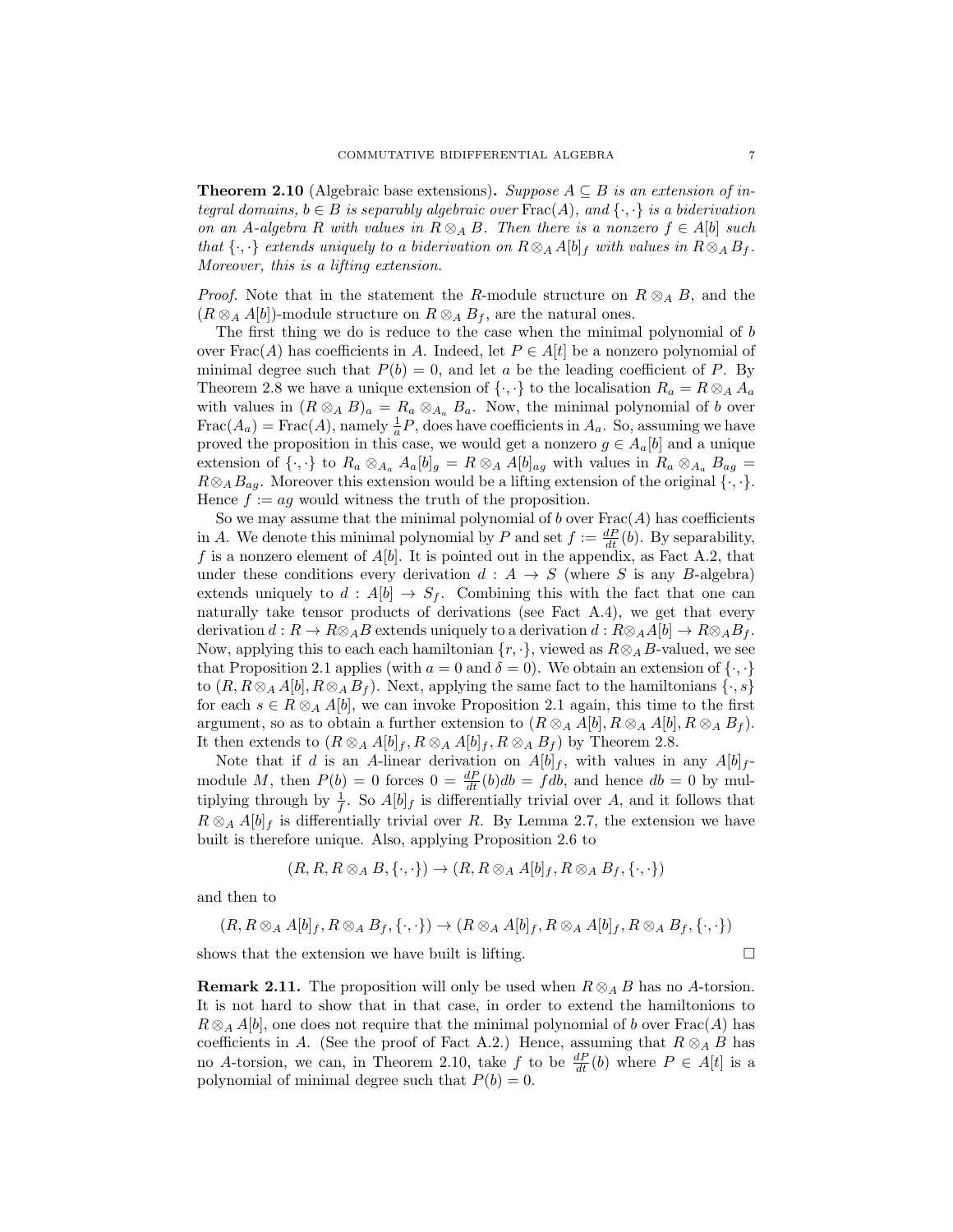**Theorem 2.10** (Algebraic base extensions)**.** *Suppose $A \subseteq B$ is an extension of integral domains, $b \in B$ is separably algebraic over $\operatorname{Frac}(A)$, and $\{\cdot,\cdot\}$ is a biderivation on an $A$-algebra $R$ with values in $R \otimes_A B$. Then there is a nonzero $f \in A[b]$ such that $\{\cdot,\cdot\}$ extends uniquely to a biderivation on $R \otimes_A A[b]_f$ with values in $R \otimes_A B_f$. Moreover, this is a lifting extension.*

*Proof.* Note that in the statement the $R$-module structure on $R \otimes_A B$, and the $(R \otimes_A A[b])$-module structure on $R \otimes_A B_f$, are the natural ones.

The first thing we do is reduce to the case when the minimal polynomial of $b$ over $\operatorname{Frac}(A)$ has coefficients in $A$. Indeed, let $P \in A[t]$ be a nonzero polynomial of minimal degree such that $P(b) = 0$, and let $a$ be the leading coefficient of $P$. By Theorem 2.8 we have a unique extension of $\{\cdot,\cdot\}$ to the localisation $R_a = R \otimes_A A_a$ with values in $(R \otimes_A B)_a = R_a \otimes_{A_a} B_a$. Now, the minimal polynomial of $b$ over $\operatorname{Frac}(A_a) = \operatorname{Frac}(A)$, namely $\frac{1}{a}P$, does have coefficients in $A_a$. So, assuming we have proved the proposition in this case, we would get a nonzero $g \in A_a[b]$ and a unique extension of $\{\cdot,\cdot\}$ to $R_a \otimes_{A_a} A_a[b]_g = R \otimes_A A[b]_{ag}$ with values in $R_a \otimes_{A_a} B_{ag} = R \otimes_A B_{ag}$. Moreover this extension would be a lifting extension of the original $\{\cdot,\cdot\}$. Hence $f := ag$ would witness the truth of the proposition.

So we may assume that the minimal polynomial of $b$ over $\operatorname{Frac}(A)$ has coefficients in $A$. We denote this minimal polynomial by $P$ and set $f := \frac{dP}{dt}(b)$. By separability, $f$ is a nonzero element of $A[b]$. It is pointed out in the appendix, as Fact A.2, that under these conditions every derivation $d : A \to S$ (where $S$ is any $B$-algebra) extends uniquely to $d : A[b] \to S_f$. Combining this with the fact that one can naturally take tensor products of derivations (see Fact A.4), we get that every derivation $d : R \to R \otimes_A B$ extends uniquely to a derivation $d : R \otimes_A A[b] \to R \otimes_A B_f$. Now, applying this to each each hamiltonian $\{r,\cdot\}$, viewed as $R \otimes_A B$-valued, we see that Proposition 2.1 applies (with $a = 0$ and $\delta = 0$). We obtain an extension of $\{\cdot,\cdot\}$ to $(R, R \otimes_A A[b], R \otimes_A B_f)$. Next, applying the same fact to the hamiltonians $\{\cdot, s\}$ for each $s \in R \otimes_A A[b]$, we can invoke Proposition 2.1 again, this time to the first argument, so as to obtain a further extension to $(R \otimes_A A[b], R \otimes_A A[b], R \otimes_A B_f)$. It then extends to $(R \otimes_A A[b]_f, R \otimes_A A[b]_f, R \otimes_A B_f)$ by Theorem 2.8.

Note that if $d$ is an $A$-linear derivation on $A[b]_f$, with values in any $A[b]_f$-module $M$, then $P(b) = 0$ forces $0 = \frac{dP}{dt}(b)db = f db$, and hence $db = 0$ by multiplying through by $\frac{1}{f}$. So $A[b]_f$ is differentially trivial over $A$, and it follows that $R \otimes_A A[b]_f$ is differentially trivial over $R$. By Lemma 2.7, the extension we have built is therefore unique. Also, applying Proposition 2.6 to

$$(R, R, R \otimes_A B, \{\cdot,\cdot\}) \to (R, R \otimes_A A[b]_f, R \otimes_A B_f, \{\cdot,\cdot\})$$

and then to

$$(R, R \otimes_A A[b]_f, R \otimes_A B_f, \{\cdot,\cdot\}) \to (R \otimes_A A[b]_f, R \otimes_A A[b]_f, R \otimes_A B_f, \{\cdot,\cdot\})$$

shows that the extension we have built is lifting. $\square$

**Remark 2.11.** The proposition will only be used when $R \otimes_A B$ has no $A$-torsion. It is not hard to show that in that case, in order to extend the hamiltonions to $R \otimes_A A[b]$, one does not require that the minimal polynomial of $b$ over $\operatorname{Frac}(A)$ has coefficients in $A$. (See the proof of Fact A.2.) Hence, assuming that $R \otimes_A B$ has no $A$-torsion, we can, in Theorem 2.10, take $f$ to be $\frac{dP}{dt}(b)$ where $P \in A[t]$ is a polynomial of minimal degree such that $P(b) = 0$.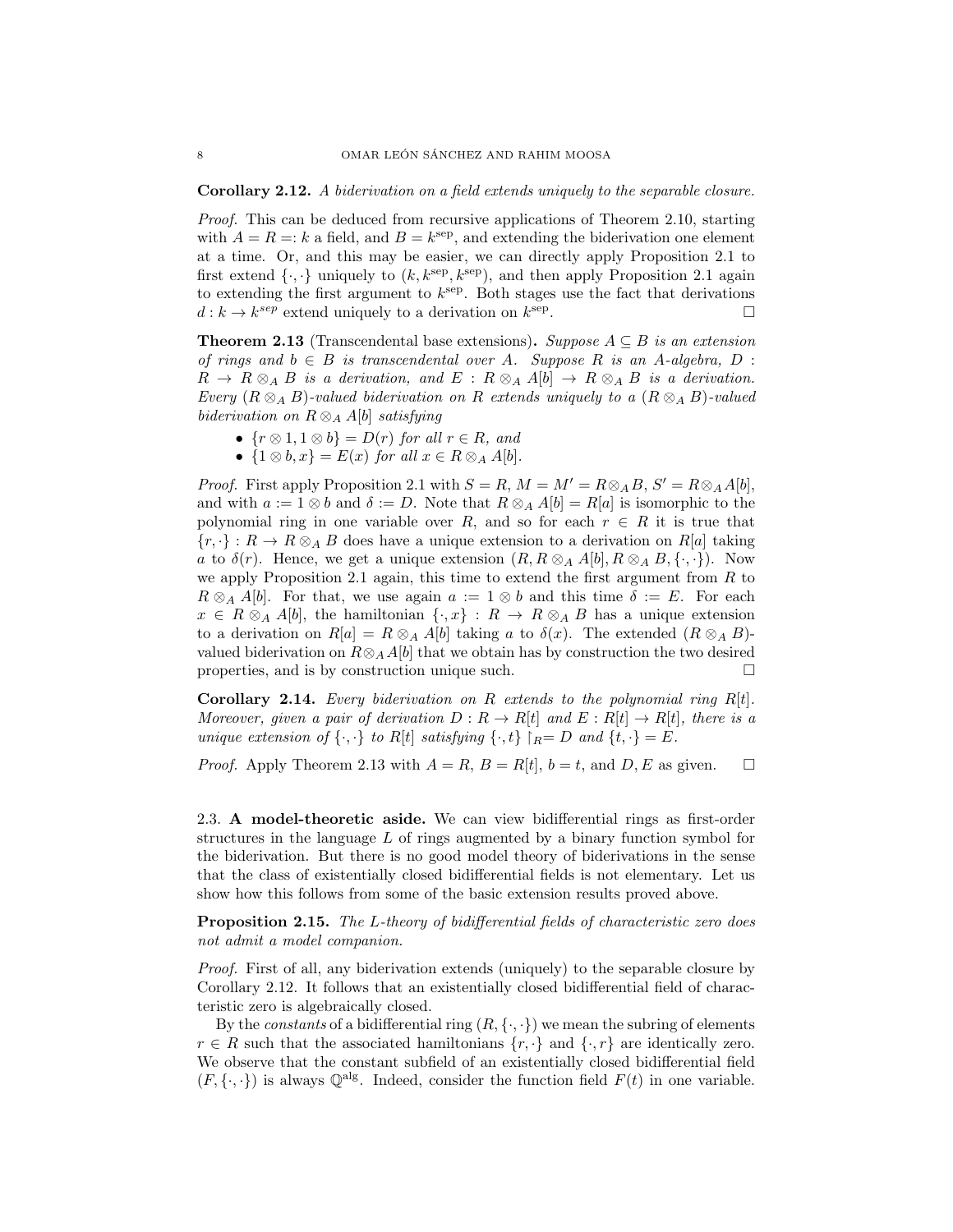**Corollary 2.12.** *A biderivation on a field extends uniquely to the separable closure.*

*Proof.* This can be deduced from recursive applications of Theorem 2.10, starting with $A = R =: k$ a field, and $B = k^{\text{sep}}$, and extending the biderivation one element at a time. Or, and this may be easier, we can directly apply Proposition 2.1 to first extend $\{\cdot,\cdot\}$ uniquely to $(k, k^{\text{sep}}, k^{\text{sep}})$, and then apply Proposition 2.1 again to extending the first argument to $k^{\text{sep}}$. Both stages use the fact that derivations $d : k \to k^{sep}$ extend uniquely to a derivation on $k^{\text{sep}}$. $\square$

**Theorem 2.13** (Transcendental base extensions)**.** *Suppose $A \subseteq B$ is an extension of rings and $b \in B$ is transcendental over $A$. Suppose $R$ is an $A$-algebra, $D : R \to R \otimes_A B$ is a derivation, and $E : R \otimes_A A[b] \to R \otimes_A B$ is a derivation. Every $(R \otimes_A B)$-valued biderivation on $R$ extends uniquely to a $(R \otimes_A B)$-valued biderivation on $R \otimes_A A[b]$ satisfying*

- $\{r \otimes 1, 1 \otimes b\} = D(r)$ *for all $r \in R$, and*
- $\{1 \otimes b, x\} = E(x)$ *for all $x \in R \otimes_A A[b]$.*

*Proof.* First apply Proposition 2.1 with $S = R$, $M = M' = R \otimes_A B$, $S' = R \otimes_A A[b]$, and with $a := 1 \otimes b$ and $\delta := D$. Note that $R \otimes_A A[b] = R[a]$ is isomorphic to the polynomial ring in one variable over $R$, and so for each $r \in R$ it is true that $\{r, \cdot\} : R \to R \otimes_A B$ does have a unique extension to a derivation on $R[a]$ taking $a$ to $\delta(r)$. Hence, we get a unique extension $(R, R \otimes_A A[b], R \otimes_A B, \{\cdot,\cdot\})$. Now we apply Proposition 2.1 again, this time to extend the first argument from $R$ to $R \otimes_A A[b]$. For that, we use again $a := 1 \otimes b$ and this time $\delta := E$. For each $x \in R \otimes_A A[b]$, the hamiltonian $\{\cdot, x\} : R \to R \otimes_A B$ has a unique extension to a derivation on $R[a] = R \otimes_A A[b]$ taking $a$ to $\delta(x)$. The extended $(R \otimes_A B)$-valued biderivation on $R \otimes_A A[b]$ that we obtain has by construction the two desired properties, and is by construction unique such. $\square$

**Corollary 2.14.** *Every biderivation on $R$ extends to the polynomial ring $R[t]$. Moreover, given a pair of derivation $D : R \to R[t]$ and $E : R[t] \to R[t]$, there is a unique extension of $\{\cdot,\cdot\}$ to $R[t]$ satisfying $\{\cdot, t\} \restriction_R = D$ and $\{t, \cdot\} = E$.*

*Proof.* Apply Theorem 2.13 with $A = R$, $B = R[t]$, $b = t$, and $D, E$ as given. $\square$

### 2.3. A model-theoretic aside.

We can view bidifferential rings as first-order structures in the language $L$ of rings augmented by a binary function symbol for the biderivation. But there is no good model theory of biderivations in the sense that the class of existentially closed bidifferential fields is not elementary. Let us show how this follows from some of the basic extension results proved above.

**Proposition 2.15.** *The $L$-theory of bidifferential fields of characteristic zero does not admit a model companion.*

*Proof.* First of all, any biderivation extends (uniquely) to the separable closure by Corollary 2.12. It follows that an existentially closed bidifferential field of characteristic zero is algebraically closed.

By the *constants* of a bidifferential ring $(R, \{\cdot,\cdot\})$ we mean the subring of elements $r \in R$ such that the associated hamiltonians $\{r, \cdot\}$ and $\{\cdot, r\}$ are identically zero. We observe that the constant subfield of an existentially closed bidifferential field $(F, \{\cdot,\cdot\})$ is always $\mathbb{Q}^{\text{alg}}$. Indeed, consider the function field $F(t)$ in one variable.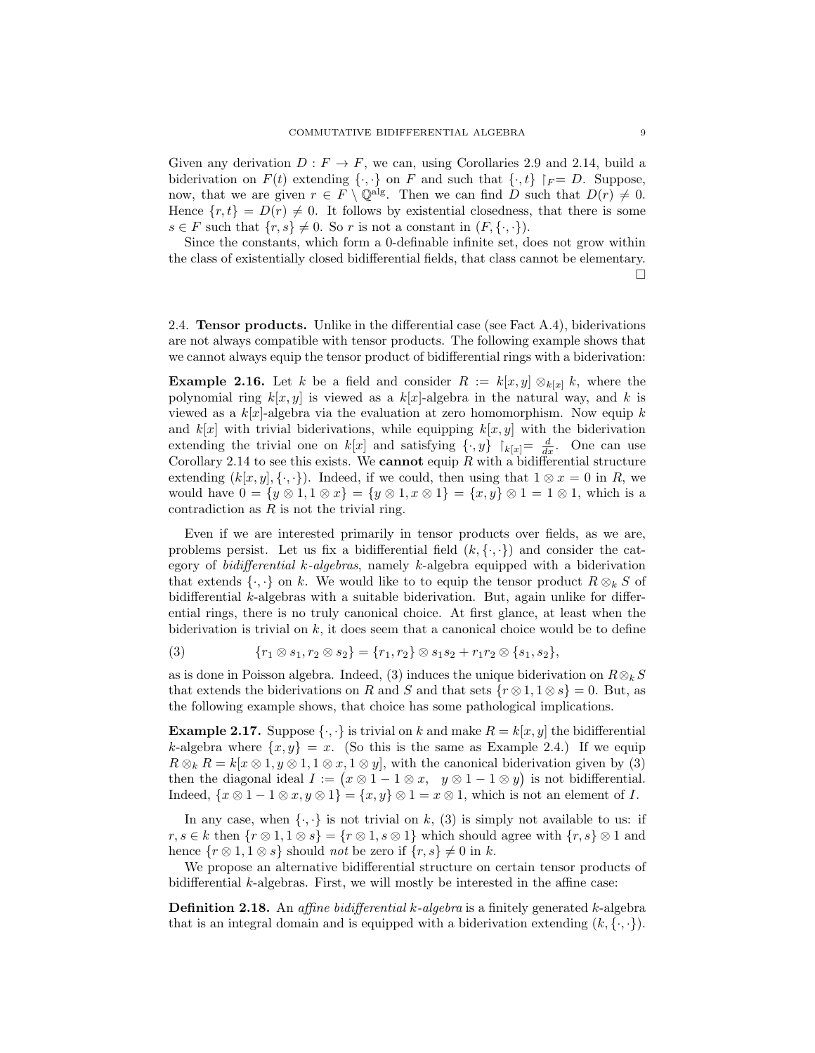Given any derivation $D : F \to F$, we can, using Corollaries 2.9 and 2.14, build a biderivation on $F(t)$ extending $\{\cdot,\cdot\}$ on $F$ and such that $\{\cdot, t\} \restriction_F = D$. Suppose, now, that we are given $r \in F \setminus \mathbb{Q}^{\mathrm{alg}}$. Then we can find $D$ such that $D(r) \neq 0$. Hence $\{r, t\} = D(r) \neq 0$. It follows by existential closedness, that there is some $s \in F$ such that $\{r, s\} \neq 0$. So $r$ is not a constant in $(F, \{\cdot,\cdot\})$.

Since the constants, which form a 0-definable infinite set, does not grow within the class of existentially closed bidifferential fields, that class cannot be elementary. □

## 2.4. Tensor products.

Unlike in the differential case (see Fact A.4), biderivations are not always compatible with tensor products. The following example shows that we cannot always equip the tensor product of bidifferential rings with a biderivation:

**Example 2.16.** Let $k$ be a field and consider $R := k[x, y] \otimes_{k[x]} k$, where the polynomial ring $k[x, y]$ is viewed as a $k[x]$-algebra in the natural way, and $k$ is viewed as a $k[x]$-algebra via the evaluation at zero homomorphism. Now equip $k$ and $k[x]$ with trivial biderivations, while equipping $k[x, y]$ with the biderivation extending the trivial one on $k[x]$ and satisfying $\{\cdot, y\} \restriction_{k[x]} = \frac{d}{dx}$. One can use Corollary 2.14 to see this exists. We **cannot** equip $R$ with a bidifferential structure extending $(k[x, y], \{\cdot,\cdot\})$. Indeed, if we could, then using that $1 \otimes x = 0$ in $R$, we would have $0 = \{y \otimes 1, 1 \otimes x\} = \{y \otimes 1, x \otimes 1\} = \{x, y\} \otimes 1 = 1 \otimes 1$, which is a contradiction as $R$ is not the trivial ring.

Even if we are interested primarily in tensor products over fields, as we are, problems persist. Let us fix a bidifferential field $(k, \{\cdot,\cdot\})$ and consider the category of *bidifferential $k$-algebras*, namely $k$-algebra equipped with a biderivation that extends $\{\cdot,\cdot\}$ on $k$. We would like to to equip the tensor product $R \otimes_k S$ of bidifferential $k$-algebras with a suitable biderivation. But, again unlike for differential rings, there is no truly canonical choice. At first glance, at least when the biderivation is trivial on $k$, it does seem that a canonical choice would be to define

$$\{r_1 \otimes s_1, r_2 \otimes s_2\} = \{r_1, r_2\} \otimes s_1 s_2 + r_1 r_2 \otimes \{s_1, s_2\}, \tag{3}$$

as is done in Poisson algebra. Indeed, (3) induces the unique biderivation on $R \otimes_k S$ that extends the biderivations on $R$ and $S$ and that sets $\{r \otimes 1, 1 \otimes s\} = 0$. But, as the following example shows, that choice has some pathological implications.

**Example 2.17.** Suppose $\{\cdot,\cdot\}$ is trivial on $k$ and make $R = k[x, y]$ the bidifferential $k$-algebra where $\{x, y\} = x$. (So this is the same as Example 2.4.) If we equip $R \otimes_k R = k[x \otimes 1, y \otimes 1, 1 \otimes x, 1 \otimes y]$, with the canonical biderivation given by (3) then the diagonal ideal $I := \big(x \otimes 1 - 1 \otimes x, \quad y \otimes 1 - 1 \otimes y\big)$ is not bidifferential. Indeed, $\{x \otimes 1 - 1 \otimes x, y \otimes 1\} = \{x, y\} \otimes 1 = x \otimes 1$, which is not an element of $I$.

In any case, when $\{\cdot,\cdot\}$ is not trivial on $k$, (3) is simply not available to us: if $r, s \in k$ then $\{r \otimes 1, 1 \otimes s\} = \{r \otimes 1, s \otimes 1\}$ which should agree with $\{r, s\} \otimes 1$ and hence $\{r \otimes 1, 1 \otimes s\}$ should *not* be zero if $\{r, s\} \neq 0$ in $k$.

We propose an alternative bidifferential structure on certain tensor products of bidifferential $k$-algebras. First, we will mostly be interested in the affine case:

**Definition 2.18.** An *affine bidifferential $k$-algebra* is a finitely generated $k$-algebra that is an integral domain and is equipped with a biderivation extending $(k, \{\cdot,\cdot\})$.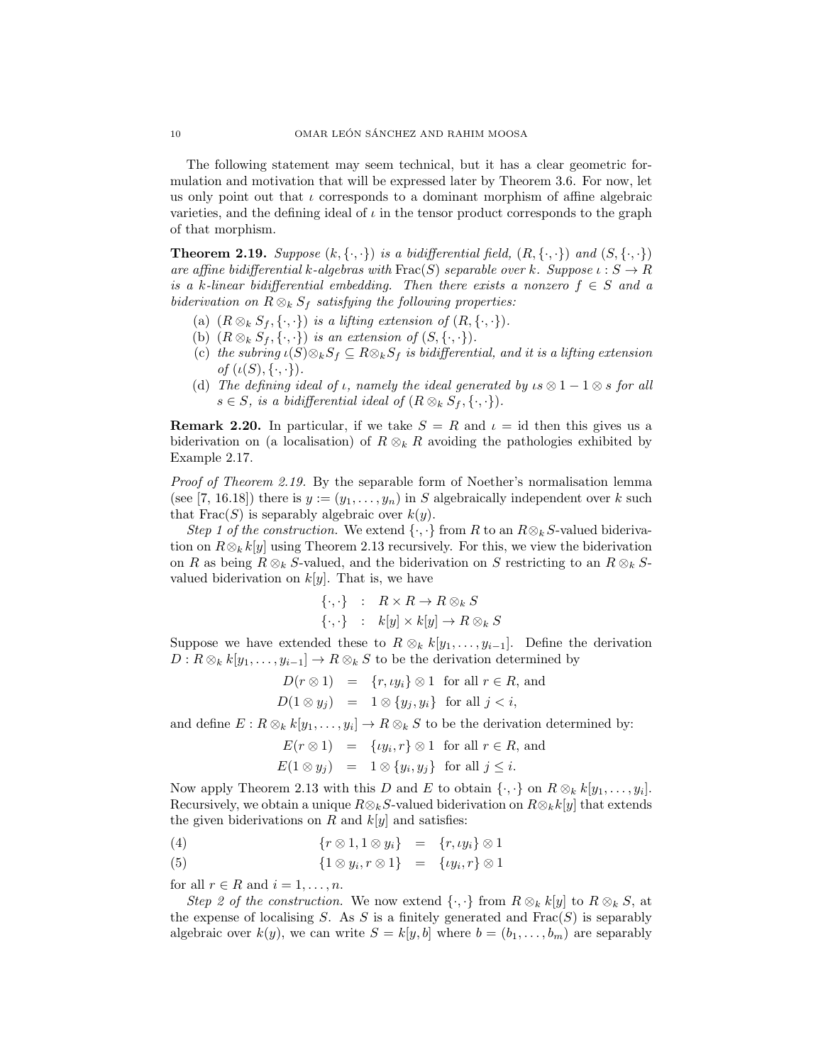The following statement may seem technical, but it has a clear geometric formulation and motivation that will be expressed later by Theorem 3.6. For now, let us only point out that $\iota$ corresponds to a dominant morphism of affine algebraic varieties, and the defining ideal of $\iota$ in the tensor product corresponds to the graph of that morphism.

**Theorem 2.19.** *Suppose $(k, \{\cdot,\cdot\})$ is a bidifferential field, $(R, \{\cdot,\cdot\})$ and $(S, \{\cdot,\cdot\})$ are affine bidifferential $k$-algebras with $\operatorname{Frac}(S)$ separable over $k$. Suppose $\iota : S \to R$ is a $k$-linear bidifferential embedding. Then there exists a nonzero $f \in S$ and a biderivation on $R \otimes_k S_f$ satisfying the following properties:*

- (a) *$(R \otimes_k S_f, \{\cdot,\cdot\})$ is a lifting extension of $(R, \{\cdot,\cdot\})$.*
- (b) *$(R \otimes_k S_f, \{\cdot,\cdot\})$ is an extension of $(S, \{\cdot,\cdot\})$.*
- (c) *the subring $\iota(S) \otimes_k S_f \subseteq R \otimes_k S_f$ is bidifferential, and it is a lifting extension of $(\iota(S), \{\cdot,\cdot\})$.*
- (d) *The defining ideal of $\iota$, namely the ideal generated by $\iota s \otimes 1 - 1 \otimes s$ for all $s \in S$, is a bidifferential ideal of $(R \otimes_k S_f, \{\cdot,\cdot\})$.*

**Remark 2.20.** In particular, if we take $S = R$ and $\iota = \mathrm{id}$ then this gives us a biderivation on (a localisation) of $R \otimes_k R$ avoiding the pathologies exhibited by Example 2.17.

*Proof of Theorem 2.19.* By the separable form of Noether's normalisation lemma (see [7, 16.18]) there is $y := (y_1, \dots, y_n)$ in $S$ algebraically independent over $k$ such that $\operatorname{Frac}(S)$ is separably algebraic over $k(y)$.

*Step 1 of the construction.* We extend $\{\cdot,\cdot\}$ from $R$ to an $R \otimes_k S$-valued biderivation on $R \otimes_k k[y]$ using Theorem 2.13 recursively. For this, we view the biderivation on $R$ as being $R \otimes_k S$-valued, and the biderivation on $S$ restricting to an $R \otimes_k S$-valued biderivation on $k[y]$. That is, we have

$$
\begin{aligned}
\{\cdot,\cdot\} &: R \times R \to R \otimes_k S \\
\{\cdot,\cdot\} &: k[y] \times k[y] \to R \otimes_k S
\end{aligned}
$$

Suppose we have extended these to $R \otimes_k k[y_1, \dots, y_{i-1}]$. Define the derivation $D : R \otimes_k k[y_1, \dots, y_{i-1}] \to R \otimes_k S$ to be the derivation determined by

$$
\begin{aligned}
D(r \otimes 1) &= \{r, \iota y_i\} \otimes 1 \quad \text{for all } r \in R, \text{ and} \\
D(1 \otimes y_j) &= 1 \otimes \{y_j, y_i\} \quad \text{for all } j < i,
\end{aligned}
$$

and define $E : R \otimes_k k[y_1, \dots, y_i] \to R \otimes_k S$ to be the derivation determined by:

$$
\begin{aligned}
E(r \otimes 1) &= \{\iota y_i, r\} \otimes 1 \quad \text{for all } r \in R, \text{ and} \\
E(1 \otimes y_j) &= 1 \otimes \{y_i, y_j\} \quad \text{for all } j \leq i.
\end{aligned}
$$

Now apply Theorem 2.13 with this $D$ and $E$ to obtain $\{\cdot,\cdot\}$ on $R \otimes_k k[y_1, \dots, y_i]$. Recursively, we obtain a unique $R \otimes_k S$-valued biderivation on $R \otimes_k k[y]$ that extends the given biderivations on $R$ and $k[y]$ and satisfies:

$$
\{r \otimes 1, 1 \otimes y_i\} = \{r, \iota y_i\} \otimes 1 \tag{4}
$$

$$
\{1 \otimes y_i, r \otimes 1\} = \{\iota y_i, r\} \otimes 1 \tag{5}
$$

for all $r \in R$ and $i = 1, \dots, n$.

*Step 2 of the construction.* We now extend $\{\cdot,\cdot\}$ from $R \otimes_k k[y]$ to $R \otimes_k S$, at the expense of localising $S$. As $S$ is a finitely generated and $\operatorname{Frac}(S)$ is separably algebraic over $k(y)$, we can write $S = k[y, b]$ where $b = (b_1, \dots, b_m)$ are separably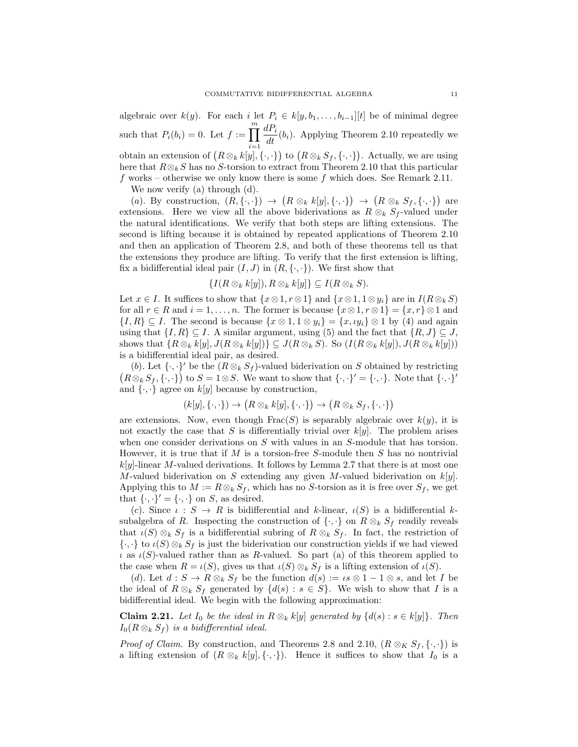algebraic over $k(y)$. For each $i$ let $P_i \in k[y, b_1, \ldots, b_{i-1}][t]$ be of minimal degree such that $P_i(b_i) = 0$. Let $f := \prod_{i=1}^{m} \frac{dP_i}{dt}(b_i)$. Applying Theorem 2.10 repeatedly we obtain an extension of $\big(R \otimes_k k[y], \{\cdot,\cdot\}\big)$ to $\big(R \otimes_k S_f, \{\cdot,\cdot\}\big)$. Actually, we are using here that $R \otimes_k S$ has no $S$-torsion to extract from Theorem 2.10 that this particular $f$ works – otherwise we only know there is some $f$ which does. See Remark 2.11.

We now verify (a) through (d).

$(a)$. By construction, $(R, \{\cdot,\cdot\}) \to \big(R \otimes_k k[y], \{\cdot,\cdot\}\big) \to \big(R \otimes_k S_f, \{\cdot,\cdot\}\big)$ are extensions. Here we view all the above biderivations as $R \otimes_k S_f$-valued under the natural identifications. We verify that both steps are lifting extensions. The second is lifting because it is obtained by repeated applications of Theorem 2.10 and then an application of Theorem 2.8, and both of these theorems tell us that the extensions they produce are lifting. To verify that the first extension is lifting, fix a bidifferential ideal pair $(I, J)$ in $(R, \{\cdot,\cdot\})$. We first show that

$$\{I(R \otimes_k k[y]), R \otimes_k k[y]\} \subseteq I(R \otimes_k S).$$

Let $x \in I$. It suffices to show that $\{x \otimes 1, r \otimes 1\}$ and $\{x \otimes 1, 1 \otimes y_i\}$ are in $I(R \otimes_k S)$ for all $r \in R$ and $i = 1, \ldots, n$. The former is because $\{x \otimes 1, r \otimes 1\} = \{x, r\} \otimes 1$ and $\{I, R\} \subseteq I$. The second is because $\{x \otimes 1, 1 \otimes y_i\} = \{x, \iota y_i\} \otimes 1$ by (4) and again using that $\{I, R\} \subseteq I$. A similar argument, using (5) and the fact that $\{R, J\} \subseteq J$, shows that $\{R \otimes_k k[y], J(R \otimes_k k[y])\} \subseteq J(R \otimes_k S)$. So $(I(R \otimes_k k[y]), J(R \otimes_k k[y]))$ is a bidifferential ideal pair, as desired.

$(b)$. Let $\{\cdot,\cdot\}'$ be the $(R \otimes_k S_f)$-valued biderivation on $S$ obtained by restricting $\big(R \otimes_k S_f, \{\cdot,\cdot\}\big)$ to $S = 1 \otimes S$. We want to show that $\{\cdot,\cdot\}' = \{\cdot,\cdot\}$. Note that $\{\cdot,\cdot\}'$ and $\{\cdot,\cdot\}$ agree on $k[y]$ because by construction,

$$(k[y], \{\cdot,\cdot\}) \to \big(R \otimes_k k[y], \{\cdot,\cdot\}\big) \to \big(R \otimes_k S_f, \{\cdot,\cdot\}\big)$$

are extensions. Now, even though $\mathrm{Frac}(S)$ is separably algebraic over $k(y)$, it is not exactly the case that $S$ is differentially trivial over $k[y]$. The problem arises when one consider derivations on $S$ with values in an $S$-module that has torsion. However, it is true that if $M$ is a torsion-free $S$-module then $S$ has no nontrivial $k[y]$-linear $M$-valued derivations. It follows by Lemma 2.7 that there is at most one $M$-valued biderivation on $S$ extending any given $M$-valued biderivation on $k[y]$. Applying this to $M := R \otimes_k S_f$, which has no $S$-torsion as it is free over $S_f$, we get that $\{\cdot,\cdot\}' = \{\cdot,\cdot\}$ on $S$, as desired.

$(c)$. Since $\iota : S \to R$ is bidifferential and $k$-linear, $\iota(S)$ is a bidifferential $k$-subalgebra of $R$. Inspecting the construction of $\{\cdot,\cdot\}$ on $R \otimes_k S_f$ readily reveals that $\iota(S) \otimes_k S_f$ is a bidifferential subring of $R \otimes_k S_f$. In fact, the restriction of $\{\cdot,\cdot\}$ to $\iota(S) \otimes_k S_f$ is just the biderivation our construction yields if we had viewed $\iota$ as $\iota(S)$-valued rather than as $R$-valued. So part (a) of this theorem applied to the case when $R = \iota(S)$, gives us that $\iota(S) \otimes_k S_f$ is a lifting extension of $\iota(S)$.

$(d)$. Let $d : S \to R \otimes_k S_f$ be the function $d(s) := \iota s \otimes 1 - 1 \otimes s$, and let $I$ be the ideal of $R \otimes_k S_f$ generated by $\{d(s) : s \in S\}$. We wish to show that $I$ is a bidifferential ideal. We begin with the following approximation:

**Claim 2.21.** *Let $I_0$ be the ideal in $R \otimes_k k[y]$ generated by $\{d(s) : s \in k[y]\}$. Then $I_0(R \otimes_k S_f)$ is a bidifferential ideal.*

*Proof of Claim.* By construction, and Theorems 2.8 and 2.10, $(R \otimes_K S_f, \{\cdot,\cdot\})$ is a lifting extension of $(R \otimes_k k[y], \{\cdot,\cdot\})$. Hence it suffices to show that $I_0$ is a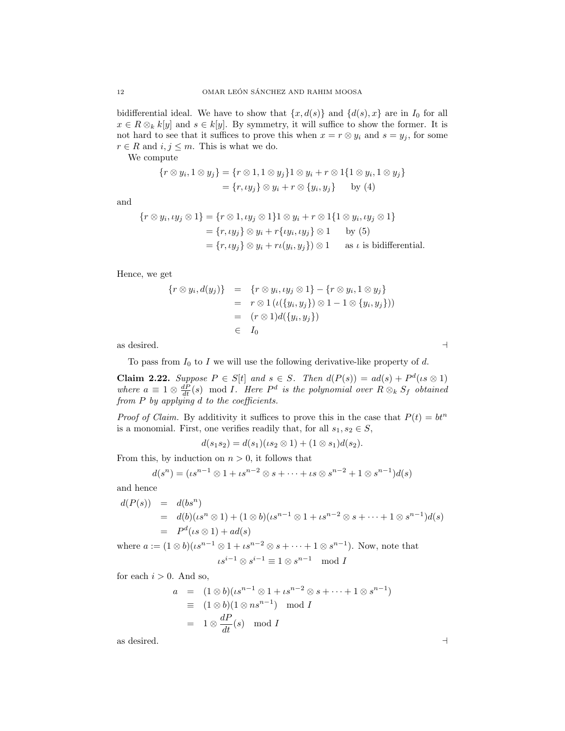bidifferential ideal. We have to show that $\{x, d(s)\}$ and $\{d(s), x\}$ are in $I_0$ for all $x \in R \otimes_k k[y]$ and $s \in k[y]$. By symmetry, it will suffice to show the former. It is not hard to see that it suffices to prove this when $x = r \otimes y_i$ and $s = y_j$, for some $r \in R$ and $i, j \leq m$. This is what we do.

We compute

$$\begin{aligned}\{r \otimes y_i, 1 \otimes y_j\} &= \{r \otimes 1, 1 \otimes y_j\}1 \otimes y_i + r \otimes 1\{1 \otimes y_i, 1 \otimes y_j\} \\ &= \{r, \iota y_j\} \otimes y_i + r \otimes \{y_i, y_j\} \qquad \text{by (4)}\end{aligned}$$

and

$$\begin{aligned}\{r \otimes y_i, \iota y_j \otimes 1\} &= \{r \otimes 1, \iota y_j \otimes 1\}1 \otimes y_i + r \otimes 1\{1 \otimes y_i, \iota y_j \otimes 1\} \\ &= \{r, \iota y_j\} \otimes y_i + r\{\iota y_i, \iota y_j\} \otimes 1 \qquad \text{by (5)} \\ &= \{r, \iota y_j\} \otimes y_i + r\iota(y_i, y_j\}) \otimes 1 \qquad \text{as } \iota \text{ is bidifferential.}\end{aligned}$$

Hence, we get

$$\begin{aligned}\{r \otimes y_i, d(y_j)\} &= \{r \otimes y_i, \iota y_j \otimes 1\} - \{r \otimes y_i, 1 \otimes y_j\} \\ &= r \otimes 1\left(\iota(\{y_i, y_j\}) \otimes 1 - 1 \otimes \{y_i, y_j\}\right)) \\ &= (r \otimes 1)d(\{y_i, y_j\}) \\ &\in I_0\end{aligned}$$

as desired. ⊣

To pass from $I_0$ to $I$ we will use the following derivative-like property of $d$.

**Claim 2.22.** *Suppose $P \in S[t]$ and $s \in S$. Then $d(P(s)) = ad(s) + P^d(\iota s \otimes 1)$ where $a \equiv 1 \otimes \frac{dP}{dt}(s) \mod I$. Here $P^d$ is the polynomial over $R \otimes_k S_f$ obtained from $P$ by applying $d$ to the coefficients.*

*Proof of Claim.* By additivity it suffices to prove this in the case that $P(t) = bt^n$ is a monomial. First, one verifies readily that, for all $s_1, s_2 \in S$,

$$d(s_1 s_2) = d(s_1)(\iota s_2 \otimes 1) + (1 \otimes s_1)d(s_2).$$

From this, by induction on $n > 0$, it follows that

$$d(s^n) = (\iota s^{n-1} \otimes 1 + \iota s^{n-2} \otimes s + \cdots + \iota s \otimes s^{n-2} + 1 \otimes s^{n-1})d(s)$$

and hence

$$\begin{aligned}d(P(s)) &= d(bs^n) \\ &= d(b)(\iota s^n \otimes 1) + (1 \otimes b)(\iota s^{n-1} \otimes 1 + \iota s^{n-2} \otimes s + \cdots + 1 \otimes s^{n-1})d(s) \\ &= P^d(\iota s \otimes 1) + ad(s)\end{aligned}$$

where $a := (1 \otimes b)(\iota s^{n-1} \otimes 1 + \iota s^{n-2} \otimes s + \cdots + 1 \otimes s^{n-1})$. Now, note that

$$\iota s^{i-1} \otimes s^{i-1} \equiv 1 \otimes s^{n-1} \mod I$$

for each $i > 0$. And so,

$$\begin{aligned}a &= (1 \otimes b)(\iota s^{n-1} \otimes 1 + \iota s^{n-2} \otimes s + \cdots + 1 \otimes s^{n-1}) \\ &\equiv (1 \otimes b)(1 \otimes ns^{n-1}) \mod I \\ &= 1 \otimes \frac{dP}{dt}(s) \mod I\end{aligned}$$

as desired. ⊣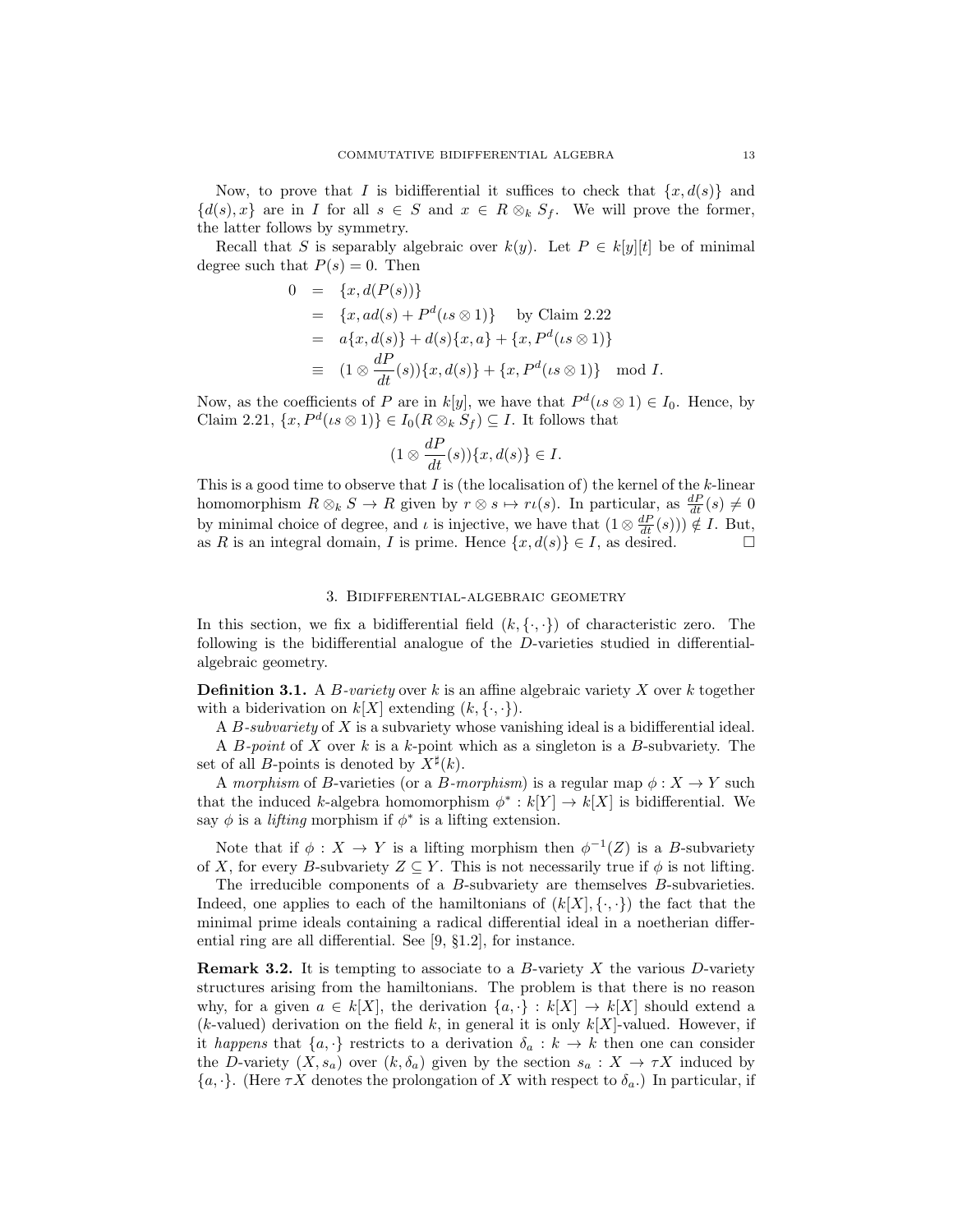Now, to prove that $I$ is bidifferential it suffices to check that $\{x, d(s)\}$ and $\{d(s), x\}$ are in $I$ for all $s \in S$ and $x \in R \otimes_k S_f$. We will prove the former, the latter follows by symmetry.

Recall that $S$ is separably algebraic over $k(y)$. Let $P \in k[y][t]$ be of minimal degree such that $P(s) = 0$. Then

$$
\begin{aligned}
0 &= \{x, d(P(s))\} \\
&= \{x, ad(s) + P^d(\iota s \otimes 1)\} \quad \text{by Claim 2.22} \\
&= a\{x, d(s)\} + d(s)\{x, a\} + \{x, P^d(\iota s \otimes 1)\} \\
&\equiv (1 \otimes \frac{dP}{dt}(s))\{x, d(s)\} + \{x, P^d(\iota s \otimes 1)\} \mod I.
\end{aligned}
$$

Now, as the coefficients of $P$ are in $k[y]$, we have that $P^d(\iota s \otimes 1) \in I_0$. Hence, by Claim 2.21, $\{x, P^d(\iota s \otimes 1)\} \in I_0(R \otimes_k S_f) \subseteq I$. It follows that

$$
(1 \otimes \frac{dP}{dt}(s))\{x, d(s)\} \in I.
$$

This is a good time to observe that $I$ is (the localisation of) the kernel of the $k$-linear homomorphism $R \otimes_k S \to R$ given by $r \otimes s \mapsto r\iota(s)$. In particular, as $\frac{dP}{dt}(s) \neq 0$ by minimal choice of degree, and $\iota$ is injective, we have that $(1 \otimes \frac{dP}{dt}(s))) \notin I$. But, as $R$ is an integral domain, $I$ is prime. Hence $\{x, d(s)\} \in I$, as desired. □

## 3. Bidifferential-algebraic geometry

In this section, we fix a bidifferential field $(k, \{\cdot, \cdot\})$ of characteristic zero. The following is the bidifferential analogue of the $D$-varieties studied in differential-algebraic geometry.

**Definition 3.1.** A *$B$-variety* over $k$ is an affine algebraic variety $X$ over $k$ together with a biderivation on $k[X]$ extending $(k, \{\cdot, \cdot\})$.

A *$B$-subvariety* of $X$ is a subvariety whose vanishing ideal is a bidifferential ideal.

A *$B$-point* of $X$ over $k$ is a $k$-point which as a singleton is a $B$-subvariety. The set of all $B$-points is denoted by $X^\sharp(k)$.

A *morphism* of $B$-varieties (or a *$B$-morphism*) is a regular map $\phi : X \to Y$ such that the induced $k$-algebra homomorphism $\phi^* : k[Y] \to k[X]$ is bidifferential. We say $\phi$ is a *lifting* morphism if $\phi^*$ is a lifting extension.

Note that if $\phi : X \to Y$ is a lifting morphism then $\phi^{-1}(Z)$ is a $B$-subvariety of $X$, for every $B$-subvariety $Z \subseteq Y$. This is not necessarily true if $\phi$ is not lifting.

The irreducible components of a $B$-subvariety are themselves $B$-subvarieties. Indeed, one applies to each of the hamiltonians of $(k[X], \{\cdot, \cdot\})$ the fact that the minimal prime ideals containing a radical differential ideal in a noetherian differential ring are all differential. See [9, §1.2], for instance.

**Remark 3.2.** It is tempting to associate to a $B$-variety $X$ the various $D$-variety structures arising from the hamiltonians. The problem is that there is no reason why, for a given $a \in k[X]$, the derivation $\{a, \cdot\} : k[X] \to k[X]$ should extend a ($k$-valued) derivation on the field $k$, in general it is only $k[X]$-valued. However, if it *happens* that $\{a, \cdot\}$ restricts to a derivation $\delta_a : k \to k$ then one can consider the $D$-variety $(X, s_a)$ over $(k, \delta_a)$ given by the section $s_a : X \to \tau X$ induced by $\{a, \cdot\}$. (Here $\tau X$ denotes the prolongation of $X$ with respect to $\delta_a$.) In particular, if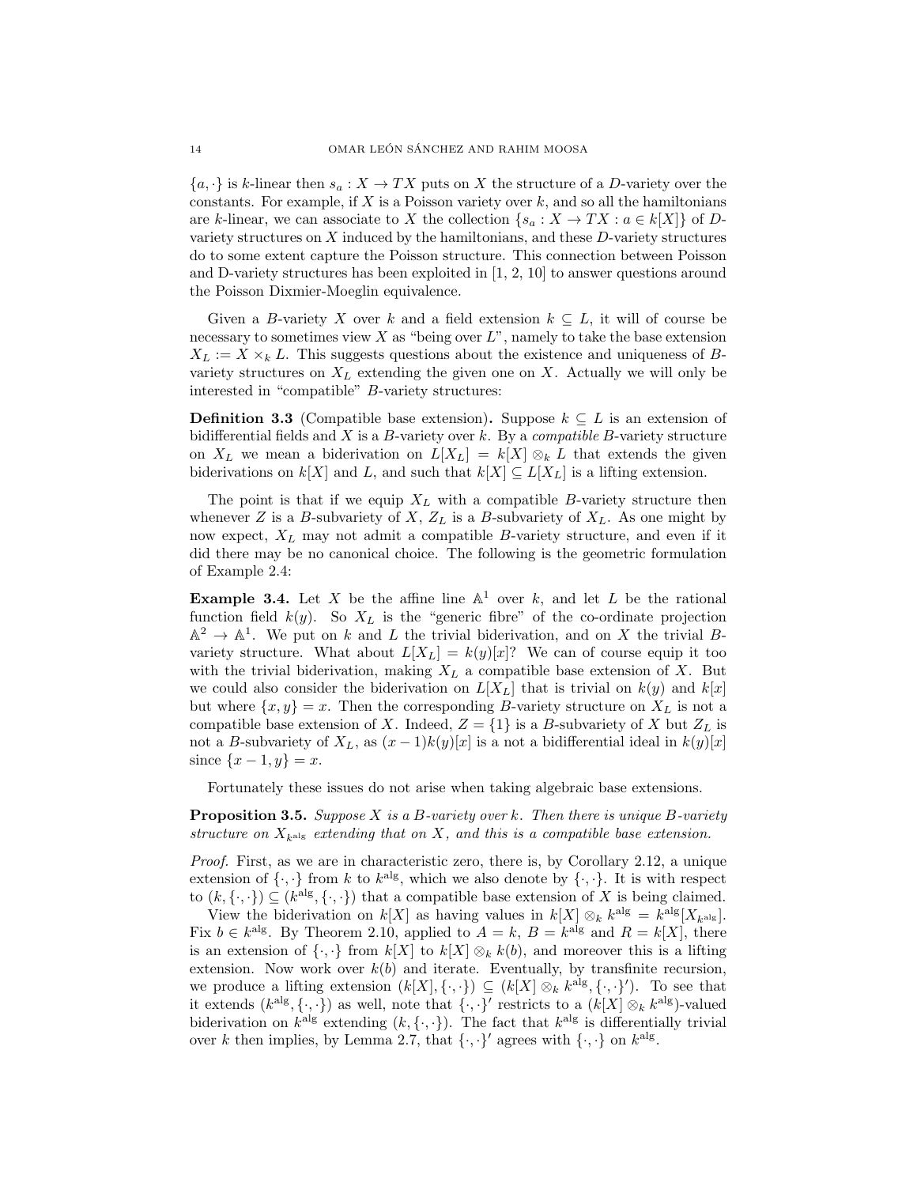$\{a, \cdot\}$ is $k$-linear then $s_a : X \to TX$ puts on $X$ the structure of a $D$-variety over the constants. For example, if $X$ is a Poisson variety over $k$, and so all the hamiltonians are $k$-linear, we can associate to $X$ the collection $\{s_a : X \to TX : a \in k[X]\}$ of $D$-variety structures on $X$ induced by the hamiltonians, and these $D$-variety structures do to some extent capture the Poisson structure. This connection between Poisson and D-variety structures has been exploited in [1, 2, 10] to answer questions around the Poisson Dixmier-Moeglin equivalence.

Given a $B$-variety $X$ over $k$ and a field extension $k \subseteq L$, it will of course be necessary to sometimes view $X$ as "being over $L$", namely to take the base extension $X_L := X \times_k L$. This suggests questions about the existence and uniqueness of $B$-variety structures on $X_L$ extending the given one on $X$. Actually we will only be interested in "compatible" $B$-variety structures:

**Definition 3.3** (Compatible base extension)**.** Suppose $k \subseteq L$ is an extension of bidifferential fields and $X$ is a $B$-variety over $k$. By a *compatible* $B$-variety structure on $X_L$ we mean a biderivation on $L[X_L] = k[X] \otimes_k L$ that extends the given biderivations on $k[X]$ and $L$, and such that $k[X] \subseteq L[X_L]$ is a lifting extension.

The point is that if we equip $X_L$ with a compatible $B$-variety structure then whenever $Z$ is a $B$-subvariety of $X$, $Z_L$ is a $B$-subvariety of $X_L$. As one might by now expect, $X_L$ may not admit a compatible $B$-variety structure, and even if it did there may be no canonical choice. The following is the geometric formulation of Example 2.4:

**Example 3.4.** Let $X$ be the affine line $\mathbb{A}^1$ over $k$, and let $L$ be the rational function field $k(y)$. So $X_L$ is the "generic fibre" of the co-ordinate projection $\mathbb{A}^2 \to \mathbb{A}^1$. We put on $k$ and $L$ the trivial biderivation, and on $X$ the trivial $B$-variety structure. What about $L[X_L] = k(y)[x]$? We can of course equip it too with the trivial biderivation, making $X_L$ a compatible base extension of $X$. But we could also consider the biderivation on $L[X_L]$ that is trivial on $k(y)$ and $k[x]$ but where $\{x, y\} = x$. Then the corresponding $B$-variety structure on $X_L$ is not a compatible base extension of $X$. Indeed, $Z = \{1\}$ is a $B$-subvariety of $X$ but $Z_L$ is not a $B$-subvariety of $X_L$, as $(x-1)k(y)[x]$ is a not a bidifferential ideal in $k(y)[x]$ since $\{x - 1, y\} = x$.

Fortunately these issues do not arise when taking algebraic base extensions.

**Proposition 3.5.** *Suppose $X$ is a $B$-variety over $k$. Then there is unique $B$-variety structure on $X_{k^{\mathrm{alg}}}$ extending that on $X$, and this is a compatible base extension.*

*Proof.* First, as we are in characteristic zero, there is, by Corollary 2.12, a unique extension of $\{\cdot, \cdot\}$ from $k$ to $k^{\mathrm{alg}}$, which we also denote by $\{\cdot, \cdot\}$. It is with respect to $(k, \{\cdot, \cdot\}) \subseteq (k^{\mathrm{alg}}, \{\cdot, \cdot\})$ that a compatible base extension of $X$ is being claimed.

View the biderivation on $k[X]$ as having values in $k[X] \otimes_k k^{\mathrm{alg}} = k^{\mathrm{alg}}[X_{k^{\mathrm{alg}}}]$. Fix $b \in k^{\mathrm{alg}}$. By Theorem 2.10, applied to $A = k$, $B = k^{\mathrm{alg}}$ and $R = k[X]$, there is an extension of $\{\cdot, \cdot\}$ from $k[X]$ to $k[X] \otimes_k k(b)$, and moreover this is a lifting extension. Now work over $k(b)$ and iterate. Eventually, by transfinite recursion, we produce a lifting extension $(k[X], \{\cdot, \cdot\}) \subseteq (k[X] \otimes_k k^{\mathrm{alg}}, \{\cdot, \cdot\}')$. To see that it extends $(k^{\mathrm{alg}}, \{\cdot, \cdot\})$ as well, note that $\{\cdot, \cdot\}'$ restricts to a $(k[X] \otimes_k k^{\mathrm{alg}})$-valued biderivation on $k^{\mathrm{alg}}$ extending $(k, \{\cdot, \cdot\})$. The fact that $k^{\mathrm{alg}}$ is differentially trivial over $k$ then implies, by Lemma 2.7, that $\{\cdot, \cdot\}'$ agrees with $\{\cdot, \cdot\}$ on $k^{\mathrm{alg}}$.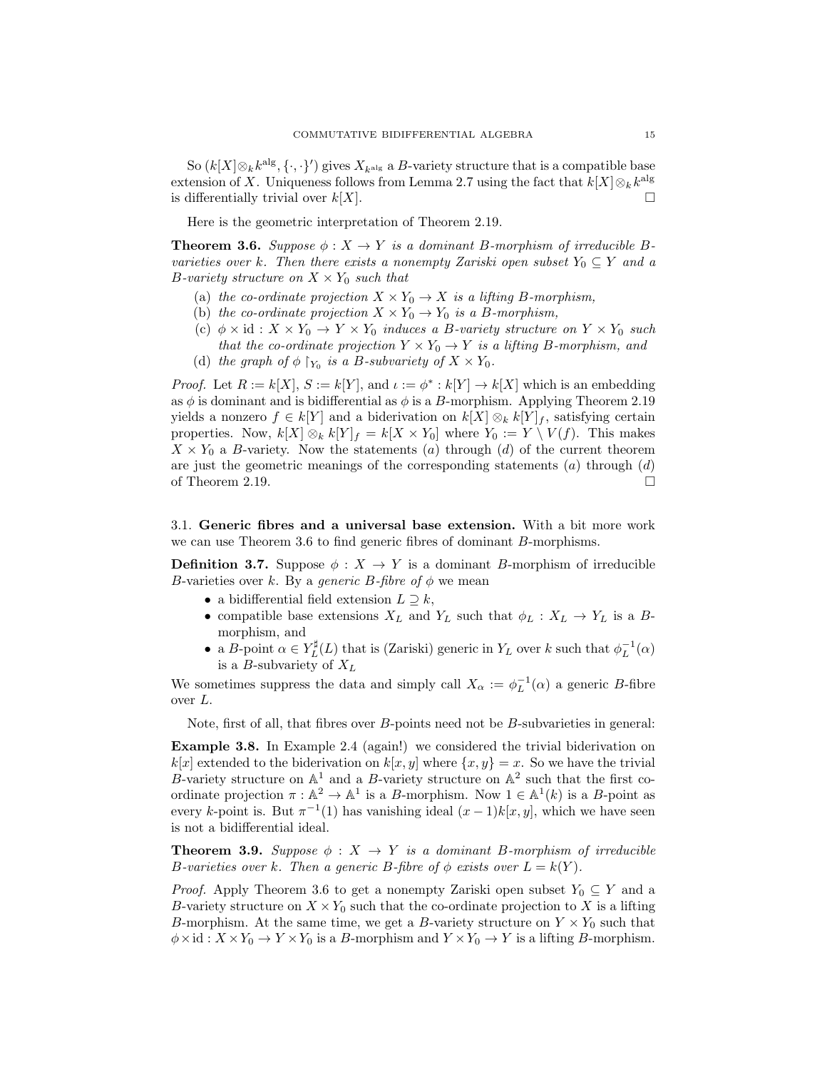So $(k[X]\otimes_k k^{\mathrm{alg}}, \{\cdot,\cdot\}')$ gives $X_{k^{\mathrm{alg}}}$ a $B$-variety structure that is a compatible base extension of $X$. Uniqueness follows from Lemma 2.7 using the fact that $k[X]\otimes_k k^{\mathrm{alg}}$ is differentially trivial over $k[X]$. $\square$

Here is the geometric interpretation of Theorem 2.19.

**Theorem 3.6.** *Suppose $\phi : X \to Y$ is a dominant $B$-morphism of irreducible $B$-varieties over $k$. Then there exists a nonempty Zariski open subset $Y_0 \subseteq Y$ and a $B$-variety structure on $X \times Y_0$ such that*

- (a) *the co-ordinate projection $X \times Y_0 \to X$ is a lifting $B$-morphism,*
- (b) *the co-ordinate projection $X \times Y_0 \to Y_0$ is a $B$-morphism,*
- (c) *$\phi \times \mathrm{id} : X \times Y_0 \to Y \times Y_0$ induces a $B$-variety structure on $Y \times Y_0$ such that the co-ordinate projection $Y \times Y_0 \to Y$ is a lifting $B$-morphism, and*
- (d) *the graph of $\phi \restriction_{Y_0}$ is a $B$-subvariety of $X \times Y_0$.*

*Proof.* Let $R := k[X]$, $S := k[Y]$, and $\iota := \phi^* : k[Y] \to k[X]$ which is an embedding as $\phi$ is dominant and is bidifferential as $\phi$ is a $B$-morphism. Applying Theorem 2.19 yields a nonzero $f \in k[Y]$ and a biderivation on $k[X] \otimes_k k[Y]_f$, satisfying certain properties. Now, $k[X] \otimes_k k[Y]_f = k[X \times Y_0]$ where $Y_0 := Y \setminus V(f)$. This makes $X \times Y_0$ a $B$-variety. Now the statements $(a)$ through $(d)$ of the current theorem are just the geometric meanings of the corresponding statements $(a)$ through $(d)$ of Theorem 2.19. $\square$

## 3.1. Generic fibres and a universal base extension.

With a bit more work we can use Theorem 3.6 to find generic fibres of dominant $B$-morphisms.

**Definition 3.7.** Suppose $\phi : X \to Y$ is a dominant $B$-morphism of irreducible $B$-varieties over $k$. By a *generic $B$-fibre of $\phi$* we mean

- a bidifferential field extension $L \supseteq k$,
- compatible base extensions $X_L$ and $Y_L$ such that $\phi_L : X_L \to Y_L$ is a $B$-morphism, and
- a $B$-point $\alpha \in Y_L^\sharp(L)$ that is (Zariski) generic in $Y_L$ over $k$ such that $\phi_L^{-1}(\alpha)$ is a $B$-subvariety of $X_L$

We sometimes suppress the data and simply call $X_\alpha := \phi_L^{-1}(\alpha)$ a generic $B$-fibre over $L$.

Note, first of all, that fibres over $B$-points need not be $B$-subvarieties in general:

**Example 3.8.** In Example 2.4 (again!) we considered the trivial biderivation on $k[x]$ extended to the biderivation on $k[x, y]$ where $\{x, y\} = x$. So we have the trivial $B$-variety structure on $\mathbb{A}^1$ and a $B$-variety structure on $\mathbb{A}^2$ such that the first co-ordinate projection $\pi : \mathbb{A}^2 \to \mathbb{A}^1$ is a $B$-morphism. Now $1 \in \mathbb{A}^1(k)$ is a $B$-point as every $k$-point is. But $\pi^{-1}(1)$ has vanishing ideal $(x - 1)k[x, y]$, which we have seen is not a bidifferential ideal.

**Theorem 3.9.** *Suppose $\phi : X \to Y$ is a dominant $B$-morphism of irreducible $B$-varieties over $k$. Then a generic $B$-fibre of $\phi$ exists over $L = k(Y)$.*

*Proof.* Apply Theorem 3.6 to get a nonempty Zariski open subset $Y_0 \subseteq Y$ and a $B$-variety structure on $X \times Y_0$ such that the co-ordinate projection to $X$ is a lifting $B$-morphism. At the same time, we get a $B$-variety structure on $Y \times Y_0$ such that $\phi \times \mathrm{id} : X \times Y_0 \to Y \times Y_0$ is a $B$-morphism and $Y \times Y_0 \to Y$ is a lifting $B$-morphism.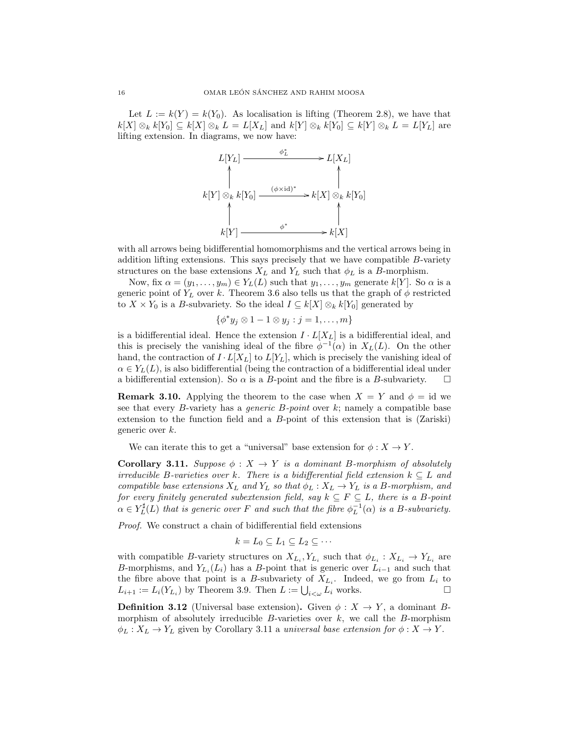Let $L := k(Y) = k(Y_0)$. As localisation is lifting (Theorem 2.8), we have that $k[X] \otimes_k k[Y_0] \subseteq k[X] \otimes_k L = L[X_L]$ and $k[Y] \otimes_k k[Y_0] \subseteq k[Y] \otimes_k L = L[Y_L]$ are lifting extension. In diagrams, we now have:

$$
\begin{array}{ccc}
L[Y_L] & \xrightarrow{\quad \phi_L^* \quad} & L[X_L] \\
\uparrow & & \uparrow \\
k[Y] \otimes_k k[Y_0] & \xrightarrow{\quad (\phi \times \mathrm{id})^* \quad} & k[X] \otimes_k k[Y_0] \\
\uparrow & & \uparrow \\
k[Y] & \xrightarrow{\quad \phi^* \quad} & k[X]
\end{array}
$$

with all arrows being bidifferential homomorphisms and the vertical arrows being in addition lifting extensions. This says precisely that we have compatible $B$-variety structures on the base extensions $X_L$ and $Y_L$ such that $\phi_L$ is a $B$-morphism.

Now, fix $\alpha = (y_1, \ldots, y_m) \in Y_L(L)$ such that $y_1, \ldots, y_m$ generate $k[Y]$. So $\alpha$ is a generic point of $Y_L$ over $k$. Theorem 3.6 also tells us that the graph of $\phi$ restricted to $X \times Y_0$ is a $B$-subvariety. So the ideal $I \subseteq k[X] \otimes_k k[Y_0]$ generated by

$$\{\phi^* y_j \otimes 1 - 1 \otimes y_j : j = 1, \ldots, m\}$$

is a bidifferential ideal. Hence the extension $I \cdot L[X_L]$ is a bidifferential ideal, and this is precisely the vanishing ideal of the fibre $\phi^{-1}(\alpha)$ in $X_L(L)$. On the other hand, the contraction of $I \cdot L[X_L]$ to $L[Y_L]$, which is precisely the vanishing ideal of $\alpha \in Y_L(L)$, is also bidifferential (being the contraction of a bidifferential ideal under a bidifferential extension). So $\alpha$ is a $B$-point and the fibre is a $B$-subvariety. $\square$

**Remark 3.10.** Applying the theorem to the case when $X = Y$ and $\phi = \mathrm{id}$ we see that every $B$-variety has a *generic $B$-point* over $k$; namely a compatible base extension to the function field and a $B$-point of this extension that is (Zariski) generic over $k$.

We can iterate this to get a "universal" base extension for $\phi : X \to Y$.

**Corollary 3.11.** *Suppose $\phi : X \to Y$ is a dominant $B$-morphism of absolutely irreducible $B$-varieties over $k$. There is a bidifferential field extension $k \subseteq L$ and compatible base extensions $X_L$ and $Y_L$ so that $\phi_L : X_L \to Y_L$ is a $B$-morphism, and for every finitely generated subextension field, say $k \subseteq F \subseteq L$, there is a $B$-point $\alpha \in Y_L^\sharp(L)$ that is generic over $F$ and such that the fibre $\phi_L^{-1}(\alpha)$ is a $B$-subvariety.*

*Proof.* We construct a chain of bidifferential field extensions

$$k = L_0 \subseteq L_1 \subseteq L_2 \subseteq \cdots$$

with compatible $B$-variety structures on $X_{L_i}, Y_{L_i}$ such that $\phi_{L_i} : X_{L_i} \to Y_{L_i}$ are $B$-morphisms, and $Y_{L_i}(L_i)$ has a $B$-point that is generic over $L_{i-1}$ and such that the fibre above that point is a $B$-subvariety of $X_{L_i}$. Indeed, we go from $L_i$ to $L_{i+1} := L_i(Y_{L_i})$ by Theorem 3.9. Then $L := \bigcup_{i<\omega} L_i$ works. $\square$

**Definition 3.12** (Universal base extension)**.** Given $\phi : X \to Y$, a dominant $B$-morphism of absolutely irreducible $B$-varieties over $k$, we call the $B$-morphism $\phi_L : X_L \to Y_L$ given by Corollary 3.11 a *universal base extension for $\phi : X \to Y$*.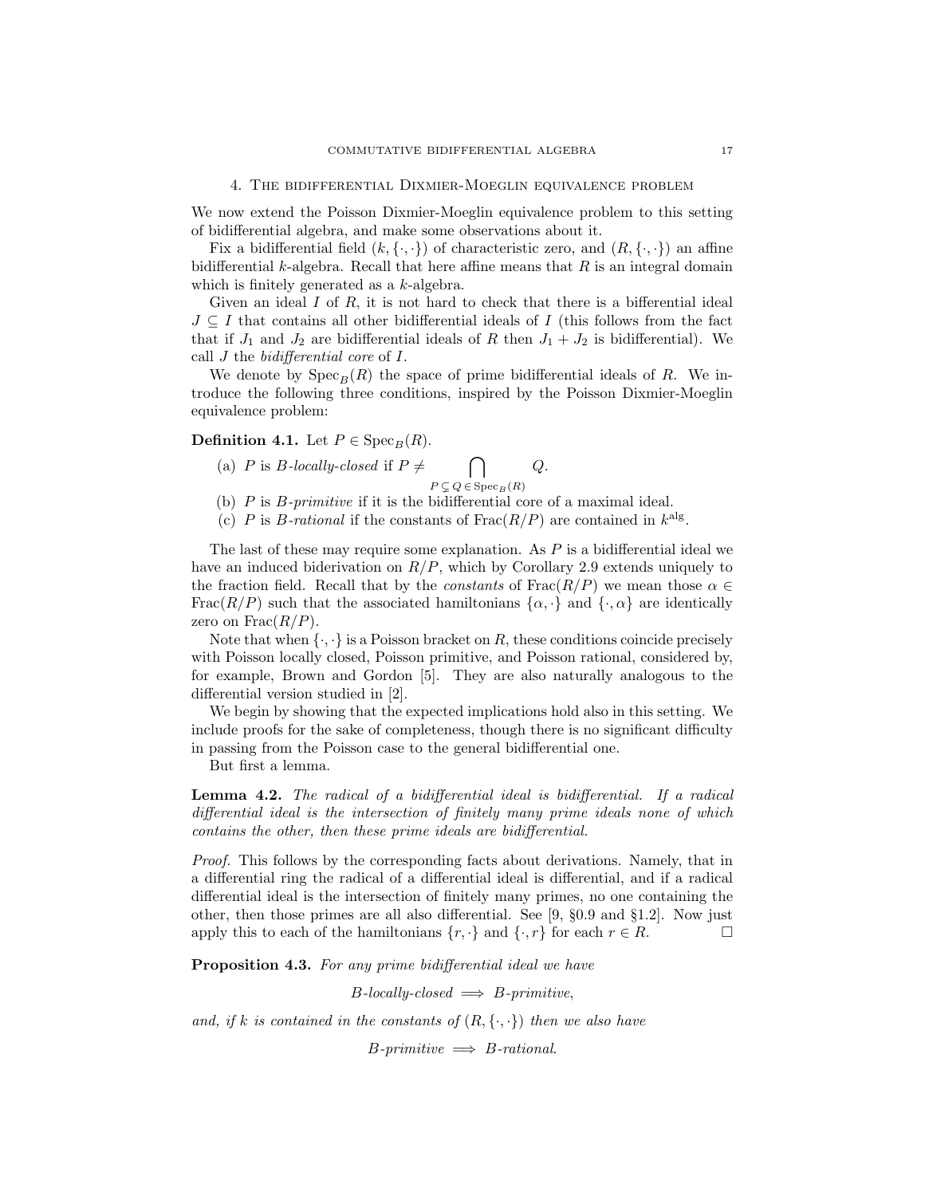## 4. The bidifferential Dixmier-Moeglin equivalence problem

We now extend the Poisson Dixmier-Moeglin equivalence problem to this setting of bidifferential algebra, and make some observations about it.

Fix a bidifferential field $(k, \{\cdot,\cdot\})$ of characteristic zero, and $(R, \{\cdot,\cdot\})$ an affine bidifferential $k$-algebra. Recall that here affine means that $R$ is an integral domain which is finitely generated as a $k$-algebra.

Given an ideal $I$ of $R$, it is not hard to check that there is a bifferential ideal $J \subseteq I$ that contains all other bidifferential ideals of $I$ (this follows from the fact that if $J_1$ and $J_2$ are bidifferential ideals of $R$ then $J_1 + J_2$ is bidifferential). We call $J$ the *bidifferential core* of $I$.

We denote by $\mathrm{Spec}_B(R)$ the space of prime bidifferential ideals of $R$. We introduce the following three conditions, inspired by the Poisson Dixmier-Moeglin equivalence problem:

**Definition 4.1.** Let $P \in \mathrm{Spec}_B(R)$.

(a) $P$ is *B-locally-closed* if $P \neq \bigcap_{P \subsetneq Q \in \mathrm{Spec}_B(R)} Q$.
(b) $P$ is *B-primitive* if it is the bidifferential core of a maximal ideal.
(c) $P$ is *B-rational* if the constants of $\mathrm{Frac}(R/P)$ are contained in $k^{\mathrm{alg}}$.

The last of these may require some explanation. As $P$ is a bidifferential ideal we have an induced biderivation on $R/P$, which by Corollary 2.9 extends uniquely to the fraction field. Recall that by the *constants* of $\mathrm{Frac}(R/P)$ we mean those $\alpha \in \mathrm{Frac}(R/P)$ such that the associated hamiltonians $\{\alpha, \cdot\}$ and $\{\cdot, \alpha\}$ are identically zero on $\mathrm{Frac}(R/P)$.

Note that when $\{\cdot,\cdot\}$ is a Poisson bracket on $R$, these conditions coincide precisely with Poisson locally closed, Poisson primitive, and Poisson rational, considered by, for example, Brown and Gordon [5]. They are also naturally analogous to the differential version studied in [2].

We begin by showing that the expected implications hold also in this setting. We include proofs for the sake of completeness, though there is no significant difficulty in passing from the Poisson case to the general bidifferential one.

But first a lemma.

**Lemma 4.2.** *The radical of a bidifferential ideal is bidifferential. If a radical differential ideal is the intersection of finitely many prime ideals none of which contains the other, then these prime ideals are bidifferential.*

*Proof.* This follows by the corresponding facts about derivations. Namely, that in a differential ring the radical of a differential ideal is differential, and if a radical differential ideal is the intersection of finitely many primes, no one containing the other, then those primes are all also differential. See [9, §0.9 and §1.2]. Now just apply this to each of the hamiltonians $\{r, \cdot\}$ and $\{\cdot, r\}$ for each $r \in R$. $\square$

**Proposition 4.3.** *For any prime bidifferential ideal we have*

$$B\text{-locally-closed} \implies B\text{-primitive},$$

*and, if $k$ is contained in the constants of $(R, \{\cdot,\cdot\})$ then we also have*

$$B\text{-primitive} \implies B\text{-rational}.$$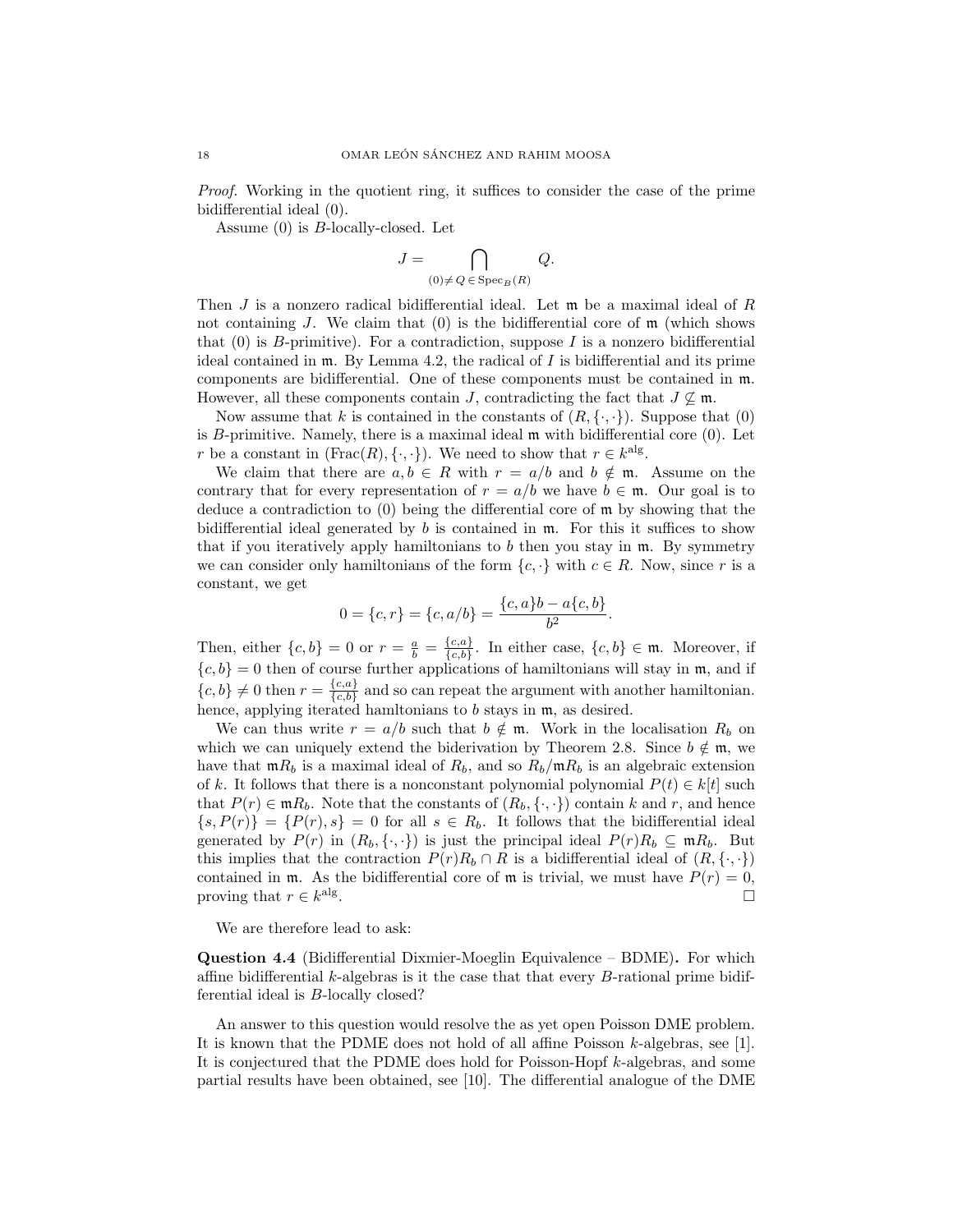*Proof.* Working in the quotient ring, it suffices to consider the case of the prime bidifferential ideal (0).

Assume (0) is $B$-locally-closed. Let

$$J = \bigcap_{(0)\neq Q \in \operatorname{Spec}_B(R)} Q.$$

Then $J$ is a nonzero radical bidifferential ideal. Let $\mathfrak{m}$ be a maximal ideal of $R$ not containing $J$. We claim that (0) is the bidifferential core of $\mathfrak{m}$ (which shows that (0) is $B$-primitive). For a contradiction, suppose $I$ is a nonzero bidifferential ideal contained in $\mathfrak{m}$. By Lemma 4.2, the radical of $I$ is bidifferential and its prime components are bidifferential. One of these components must be contained in $\mathfrak{m}$. However, all these components contain $J$, contradicting the fact that $J \not\subseteq \mathfrak{m}$.

Now assume that $k$ is contained in the constants of $(R, \{\cdot,\cdot\})$. Suppose that (0) is $B$-primitive. Namely, there is a maximal ideal $\mathfrak{m}$ with bidifferential core (0). Let $r$ be a constant in $(\operatorname{Frac}(R), \{\cdot,\cdot\})$. We need to show that $r \in k^{\text{alg}}$.

We claim that there are $a, b \in R$ with $r = a/b$ and $b \notin \mathfrak{m}$. Assume on the contrary that for every representation of $r = a/b$ we have $b \in \mathfrak{m}$. Our goal is to deduce a contradiction to (0) being the differential core of $\mathfrak{m}$ by showing that the bidifferential ideal generated by $b$ is contained in $\mathfrak{m}$. For this it suffices to show that if you iteratively apply hamiltonians to $b$ then you stay in $\mathfrak{m}$. By symmetry we can consider only hamiltonians of the form $\{c, \cdot\}$ with $c \in R$. Now, since $r$ is a constant, we get

$$0 = \{c, r\} = \{c, a/b\} = \frac{\{c, a\}b - a\{c, b\}}{b^2}.$$

Then, either $\{c, b\} = 0$ or $r = \frac{a}{b} = \frac{\{c,a\}}{\{c,b\}}$. In either case, $\{c, b\} \in \mathfrak{m}$. Moreover, if $\{c, b\} = 0$ then of course further applications of hamiltonians will stay in $\mathfrak{m}$, and if $\{c, b\} \neq 0$ then $r = \frac{\{c,a\}}{\{c,b\}}$ and so can repeat the argument with another hamiltonian. hence, applying iterated hamltonians to $b$ stays in $\mathfrak{m}$, as desired.

We can thus write $r = a/b$ such that $b \notin \mathfrak{m}$. Work in the localisation $R_b$ on which we can uniquely extend the biderivation by Theorem 2.8. Since $b \notin \mathfrak{m}$, we have that $\mathfrak{m}R_b$ is a maximal ideal of $R_b$, and so $R_b/\mathfrak{m}R_b$ is an algebraic extension of $k$. It follows that there is a nonconstant polynomial polynomial $P(t) \in k[t]$ such that $P(r) \in \mathfrak{m}R_b$. Note that the constants of $(R_b, \{\cdot,\cdot\})$ contain $k$ and $r$, and hence $\{s, P(r)\} = \{P(r), s\} = 0$ for all $s \in R_b$. It follows that the bidifferential ideal generated by $P(r)$ in $(R_b, \{\cdot,\cdot\})$ is just the principal ideal $P(r)R_b \subseteq \mathfrak{m}R_b$. But this implies that the contraction $P(r)R_b \cap R$ is a bidifferential ideal of $(R, \{\cdot,\cdot\})$ contained in $\mathfrak{m}$. As the bidifferential core of $\mathfrak{m}$ is trivial, we must have $P(r) = 0$, proving that $r \in k^{\text{alg}}$. $\square$

We are therefore lead to ask:

**Question 4.4** (Bidifferential Dixmier-Moeglin Equivalence – BDME)**.** For which affine bidifferential $k$-algebras is it the case that that every $B$-rational prime bidifferential ideal is $B$-locally closed?

An answer to this question would resolve the as yet open Poisson DME problem. It is known that the PDME does not hold of all affine Poisson $k$-algebras, see [1]. It is conjectured that the PDME does hold for Poisson-Hopf $k$-algebras, and some partial results have been obtained, see [10]. The differential analogue of the DME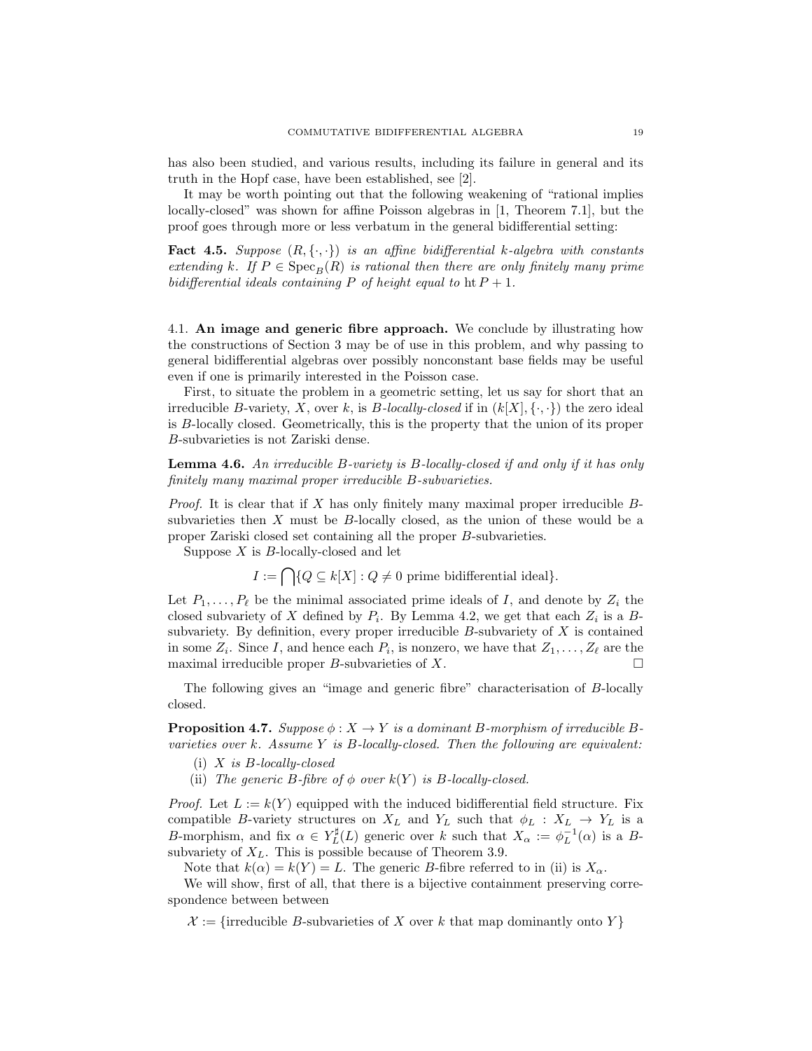has also been studied, and various results, including its failure in general and its truth in the Hopf case, have been established, see [2].

It may be worth pointing out that the following weakening of "rational implies locally-closed" was shown for affine Poisson algebras in [1, Theorem 7.1], but the proof goes through more or less verbatim in the general bidifferential setting:

**Fact 4.5.** *Suppose $(R, \{\cdot,\cdot\})$ is an affine bidifferential $k$-algebra with constants extending $k$. If $P \in \operatorname{Spec}_B(R)$ is rational then there are only finitely many prime bidifferential ideals containing $P$ of height equal to* $\operatorname{ht} P + 1$.

## 4.1. An image and generic fibre approach.

We conclude by illustrating how the constructions of Section 3 may be of use in this problem, and why passing to general bidifferential algebras over possibly nonconstant base fields may be useful even if one is primarily interested in the Poisson case.

First, to situate the problem in a geometric setting, let us say for short that an irreducible $B$-variety, $X$, over $k$, is *$B$-locally-closed* if in $(k[X], \{\cdot,\cdot\})$ the zero ideal is $B$-locally closed. Geometrically, this is the property that the union of its proper $B$-subvarieties is not Zariski dense.

**Lemma 4.6.** *An irreducible $B$-variety is $B$-locally-closed if and only if it has only finitely many maximal proper irreducible $B$-subvarieties.*

*Proof.* It is clear that if $X$ has only finitely many maximal proper irreducible $B$-subvarieties then $X$ must be $B$-locally closed, as the union of these would be a proper Zariski closed set containing all the proper $B$-subvarieties.

Suppose $X$ is $B$-locally-closed and let

$$I := \bigcap \{Q \subseteq k[X] : Q \neq 0 \text{ prime bidifferential ideal}\}.$$

Let $P_1, \ldots, P_\ell$ be the minimal associated prime ideals of $I$, and denote by $Z_i$ the closed subvariety of $X$ defined by $P_i$. By Lemma 4.2, we get that each $Z_i$ is a $B$-subvariety. By definition, every proper irreducible $B$-subvariety of $X$ is contained in some $Z_i$. Since $I$, and hence each $P_i$, is nonzero, we have that $Z_1, \ldots, Z_\ell$ are the maximal irreducible proper $B$-subvarieties of $X$. $\square$

The following gives an "image and generic fibre" characterisation of $B$-locally closed.

**Proposition 4.7.** *Suppose $\phi : X \to Y$ is a dominant $B$-morphism of irreducible $B$-varieties over $k$. Assume $Y$ is $B$-locally-closed. Then the following are equivalent:*

(i) *$X$ is $B$-locally-closed*
(ii) *The generic $B$-fibre of $\phi$ over $k(Y)$ is $B$-locally-closed.*

*Proof.* Let $L := k(Y)$ equipped with the induced bidifferential field structure. Fix compatible $B$-variety structures on $X_L$ and $Y_L$ such that $\phi_L : X_L \to Y_L$ is a $B$-morphism, and fix $\alpha \in Y_L^\sharp(L)$ generic over $k$ such that $X_\alpha := \phi_L^{-1}(\alpha)$ is a $B$-subvariety of $X_L$. This is possible because of Theorem 3.9.

Note that $k(\alpha) = k(Y) = L$. The generic $B$-fibre referred to in (ii) is $X_\alpha$.

We will show, first of all, that there is a bijective containment preserving correspondence between between

$\mathcal{X} :=$ {irreducible $B$-subvarieties of $X$ over $k$ that map dominantly onto $Y$}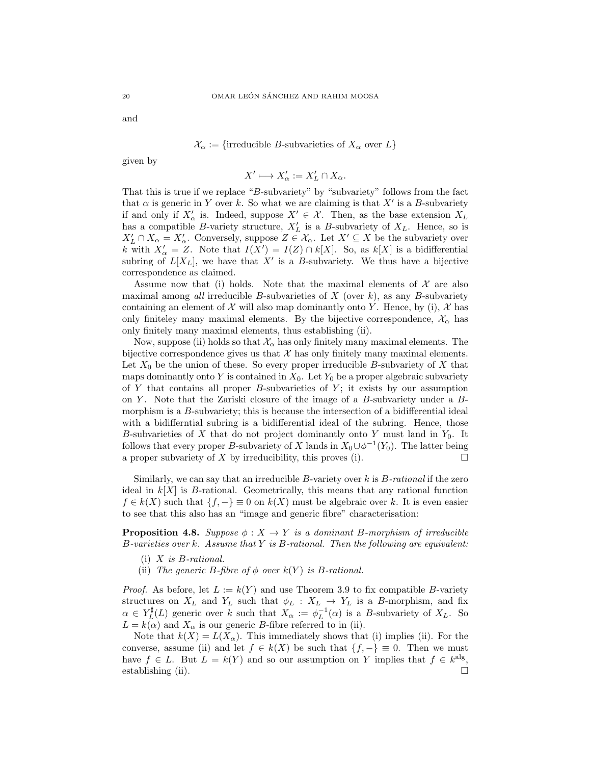and

$$\mathcal{X}_\alpha := \{\text{irreducible } B\text{-subvarieties of } X_\alpha \text{ over } L\}$$

given by

$$X' \longmapsto X'_\alpha := X'_L \cap X_\alpha.$$

That this is true if we replace "$B$-subvariety" by "subvariety" follows from the fact that $\alpha$ is generic in $Y$ over $k$. So what we are claiming is that $X'$ is a $B$-subvariety if and only if $X'_\alpha$ is. Indeed, suppose $X' \in \mathcal{X}$. Then, as the base extension $X_L$ has a compatible $B$-variety structure, $X'_L$ is a $B$-subvariety of $X_L$. Hence, so is $X'_L \cap X_\alpha = X'_\alpha$. Conversely, suppose $Z \in \mathcal{X}_\alpha$. Let $X' \subseteq X$ be the subvariety over $k$ with $X'_\alpha = Z$. Note that $I(X') = I(Z) \cap k[X]$. So, as $k[X]$ is a bidifferential subring of $L[X_L]$, we have that $X'$ is a $B$-subvariety. We thus have a bijective correspondence as claimed.

Assume now that (i) holds. Note that the maximal elements of $\mathcal{X}$ are also maximal among *all* irreducible $B$-subvarieties of $X$ (over $k$), as any $B$-subvariety containing an element of $\mathcal{X}$ will also map dominantly onto $Y$. Hence, by (i), $\mathcal{X}$ has only finiteley many maximal elements. By the bijective correspondence, $\mathcal{X}_\alpha$ has only finitely many maximal elements, thus establishing (ii).

Now, suppose (ii) holds so that $\mathcal{X}_\alpha$ has only finitely many maximal elements. The bijective correspondence gives us that $\mathcal{X}$ has only finitely many maximal elements. Let $X_0$ be the union of these. So every proper irreducible $B$-subvariety of $X$ that maps dominantly onto $Y$ is contained in $X_0$. Let $Y_0$ be a proper algebraic subvariety of $Y$ that contains all proper $B$-subvarieties of $Y$; it exists by our assumption on $Y$. Note that the Zariski closure of the image of a $B$-subvariety under a $B$-morphism is a $B$-subvariety; this is because the intersection of a bidifferential ideal with a bidifferntial subring is a bidifferential ideal of the subring. Hence, those $B$-subvarieties of $X$ that do not project dominantly onto $Y$ must land in $Y_0$. It follows that every proper $B$-subvariety of $X$ lands in $X_0 \cup \phi^{-1}(Y_0)$. The latter being a proper subvariety of $X$ by irreducibility, this proves (i). $\square$

Similarly, we can say that an irreducible $B$-variety over $k$ is *$B$-rational* if the zero ideal in $k[X]$ is $B$-rational. Geometrically, this means that any rational function $f \in k(X)$ such that $\{f, -\} \equiv 0$ on $k(X)$ must be algebraic over $k$. It is even easier to see that this also has an "image and generic fibre" characterisation:

**Proposition 4.8.** *Suppose $\phi : X \to Y$ is a dominant $B$-morphism of irreducible $B$-varieties over $k$. Assume that $Y$ is $B$-rational. Then the following are equivalent:*

(i) *$X$ is $B$-rational.*
(ii) *The generic $B$-fibre of $\phi$ over $k(Y)$ is $B$-rational.*

*Proof.* As before, let $L := k(Y)$ and use Theorem 3.9 to fix compatible $B$-variety structures on $X_L$ and $Y_L$ such that $\phi_L : X_L \to Y_L$ is a $B$-morphism, and fix $\alpha \in Y_L^\sharp(L)$ generic over $k$ such that $X_\alpha := \phi_L^{-1}(\alpha)$ is a $B$-subvariety of $X_L$. So $L = k(\alpha)$ and $X_\alpha$ is our generic $B$-fibre referred to in (ii).

Note that $k(X) = L(X_\alpha)$. This immediately shows that (i) implies (ii). For the converse, assume (ii) and let $f \in k(X)$ be such that $\{f, -\} \equiv 0$. Then we must have $f \in L$. But $L = k(Y)$ and so our assumption on $Y$ implies that $f \in k^{\text{alg}}$, establishing (ii). $\square$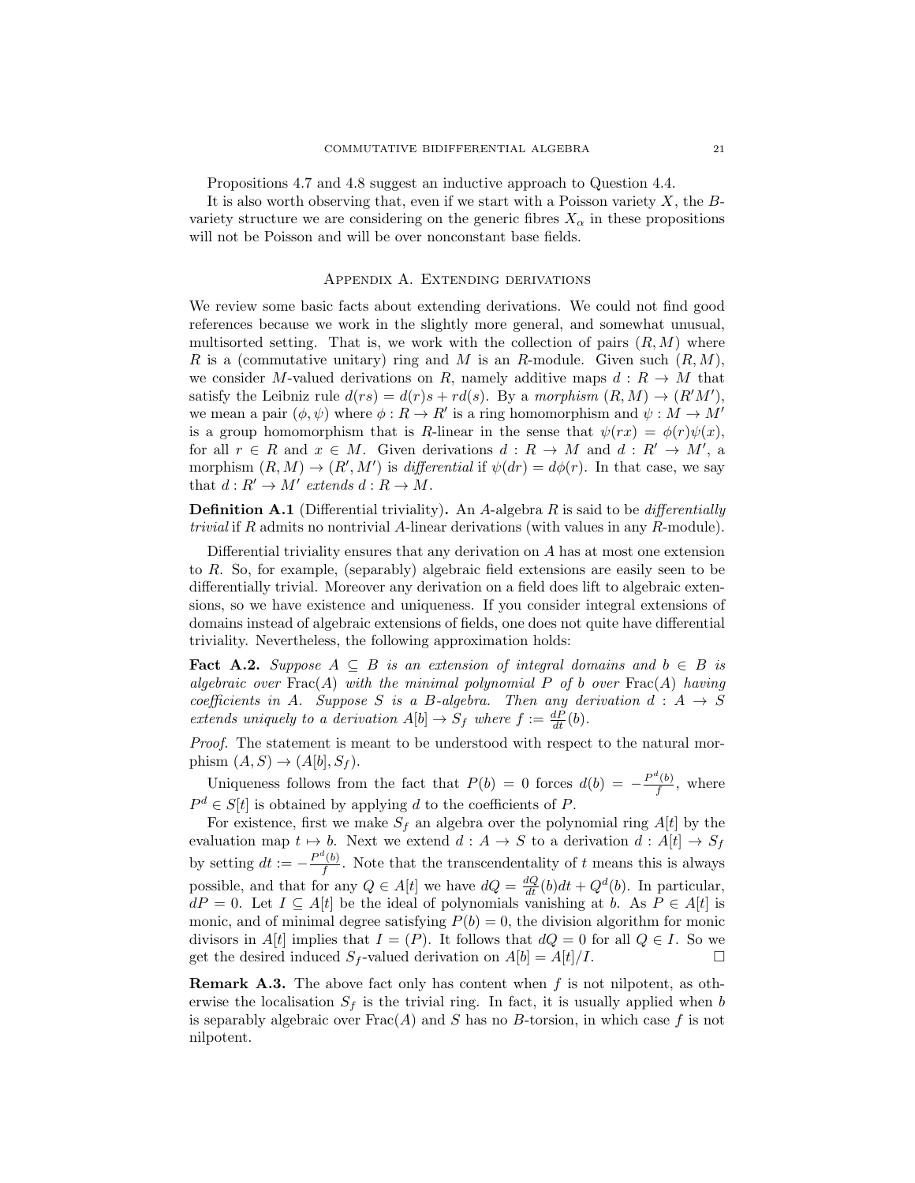Propositions 4.7 and 4.8 suggest an inductive approach to Question 4.4.

It is also worth observing that, even if we start with a Poisson variety $X$, the $B$-variety structure we are considering on the generic fibres $X_\alpha$ in these propositions will not be Poisson and will be over nonconstant base fields.

## Appendix A. Extending derivations

We review some basic facts about extending derivations. We could not find good references because we work in the slightly more general, and somewhat unusual, multisorted setting. That is, we work with the collection of pairs $(R, M)$ where $R$ is a (commutative unitary) ring and $M$ is an $R$-module. Given such $(R, M)$, we consider $M$-valued derivations on $R$, namely additive maps $d : R \to M$ that satisfy the Leibniz rule $d(rs) = d(r)s + rd(s)$. By a *morphism* $(R, M) \to (R'M')$, we mean a pair $(\phi, \psi)$ where $\phi : R \to R'$ is a ring homomorphism and $\psi : M \to M'$ is a group homomorphism that is $R$-linear in the sense that $\psi(rx) = \phi(r)\psi(x)$, for all $r \in R$ and $x \in M$. Given derivations $d : R \to M$ and $d : R' \to M'$, a morphism $(R, M) \to (R', M')$ is *differential* if $\psi(dr) = d\phi(r)$. In that case, we say that $d : R' \to M'$ *extends* $d : R \to M$.

**Definition A.1** (Differential triviality)**.** An $A$-algebra $R$ is said to be *differentially trivial* if $R$ admits no nontrivial $A$-linear derivations (with values in any $R$-module).

Differential triviality ensures that any derivation on $A$ has at most one extension to $R$. So, for example, (separably) algebraic field extensions are easily seen to be differentially trivial. Moreover any derivation on a field does lift to algebraic extensions, so we have existence and uniqueness. If you consider integral extensions of domains instead of algebraic extensions of fields, one does not quite have differential triviality. Nevertheless, the following approximation holds:

**Fact A.2.** *Suppose $A \subseteq B$ is an extension of integral domains and $b \in B$ is algebraic over $\operatorname{Frac}(A)$ with the minimal polynomial $P$ of $b$ over $\operatorname{Frac}(A)$ having coefficients in $A$. Suppose $S$ is a $B$-algebra. Then any derivation $d : A \to S$ extends uniquely to a derivation $A[b] \to S_f$ where $f := \frac{dP}{dt}(b)$.*

*Proof.* The statement is meant to be understood with respect to the natural morphism $(A, S) \to (A[b], S_f)$.

Uniqueness follows from the fact that $P(b) = 0$ forces $d(b) = -\frac{P^d(b)}{f}$, where $P^d \in S[t]$ is obtained by applying $d$ to the coefficients of $P$.

For existence, first we make $S_f$ an algebra over the polynomial ring $A[t]$ by the evaluation map $t \mapsto b$. Next we extend $d : A \to S$ to a derivation $d : A[t] \to S_f$ by setting $dt := -\frac{P^d(b)}{f}$. Note that the transcendentality of $t$ means this is always possible, and that for any $Q \in A[t]$ we have $dQ = \frac{dQ}{dt}(b)dt + Q^d(b)$. In particular, $dP = 0$. Let $I \subseteq A[t]$ be the ideal of polynomials vanishing at $b$. As $P \in A[t]$ is monic, and of minimal degree satisfying $P(b) = 0$, the division algorithm for monic divisors in $A[t]$ implies that $I = (P)$. It follows that $dQ = 0$ for all $Q \in I$. So we get the desired induced $S_f$-valued derivation on $A[b] = A[t]/I$. $\square$

**Remark A.3.** The above fact only has content when $f$ is not nilpotent, as otherwise the localisation $S_f$ is the trivial ring. In fact, it is usually applied when $b$ is separably algebraic over $\operatorname{Frac}(A)$ and $S$ has no $B$-torsion, in which case $f$ is not nilpotent.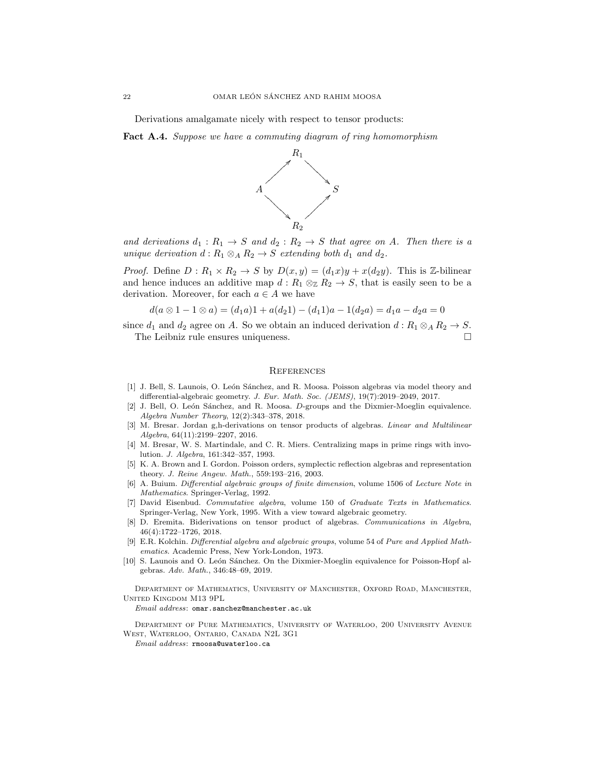Derivations amalgamate nicely with respect to tensor products:

**Fact A.4.** *Suppose we have a commuting diagram of ring homomorphism*

$$\begin{array}{ccc} & R_1 & \\ \nearrow & & \searrow \\ A & & S \\ \searrow & & \nearrow \\ & R_2 & \end{array}$$

*and derivations $d_1 : R_1 \to S$ and $d_2 : R_2 \to S$ that agree on $A$. Then there is a unique derivation $d : R_1 \otimes_A R_2 \to S$ extending both $d_1$ and $d_2$.*

*Proof.* Define $D : R_1 \times R_2 \to S$ by $D(x, y) = (d_1x)y + x(d_2y)$. This is $\mathbb{Z}$-bilinear and hence induces an additive map $d : R_1 \otimes_{\mathbb{Z}} R_2 \to S$, that is easily seen to be a derivation. Moreover, for each $a \in A$ we have

$$d(a \otimes 1 - 1 \otimes a) = (d_1a)1 + a(d_21) - (d_11)a - 1(d_2a) = d_1a - d_2a = 0$$

since $d_1$ and $d_2$ agree on $A$. So we obtain an induced derivation $d : R_1 \otimes_A R_2 \to S$.

The Leibniz rule ensures uniqueness. □

## References

[1] J. Bell, S. Launois, O. León Sánchez, and R. Moosa. Poisson algebras via model theory and differential-algebraic geometry. *J. Eur. Math. Soc. (JEMS)*, 19(7):2019–2049, 2017.

[2] J. Bell, O. León Sánchez, and R. Moosa. *D*-groups and the Dixmier-Moeglin equivalence. *Algebra Number Theory*, 12(2):343–378, 2018.

[3] M. Bresar. Jordan g,h-derivations on tensor products of algebras. *Linear and Multilinear Algebra*, 64(11):2199–2207, 2016.

[4] M. Bresar, W. S. Martindale, and C. R. Miers. Centralizing maps in prime rings with involution. *J. Algebra*, 161:342–357, 1993.

[5] K. A. Brown and I. Gordon. Poisson orders, symplectic reflection algebras and representation theory. *J. Reine Angew. Math.*, 559:193–216, 2003.

[6] A. Buium. *Differential algebraic groups of finite dimension*, volume 1506 of *Lecture Note in Mathematics*. Springer-Verlag, 1992.

[7] David Eisenbud. *Commutative algebra*, volume 150 of *Graduate Texts in Mathematics*. Springer-Verlag, New York, 1995. With a view toward algebraic geometry.

[8] D. Eremita. Biderivations on tensor product of algebras. *Communications in Algebra*, 46(4):1722–1726, 2018.

[9] E.R. Kolchin. *Differential algebra and algebraic groups*, volume 54 of *Pure and Applied Mathematics*. Academic Press, New York-London, 1973.

[10] S. Launois and O. León Sánchez. On the Dixmier-Moeglin equivalence for Poisson-Hopf algebras. *Adv. Math.*, 346:48–69, 2019.

Department of Mathematics, University of Manchester, Oxford Road, Manchester, United Kingdom M13 9PL

*Email address*: omar.sanchez@manchester.ac.uk

Department of Pure Mathematics, University of Waterloo, 200 University Avenue West, Waterloo, Ontario, Canada N2L 3G1

*Email address*: rmoosa@uwaterloo.ca